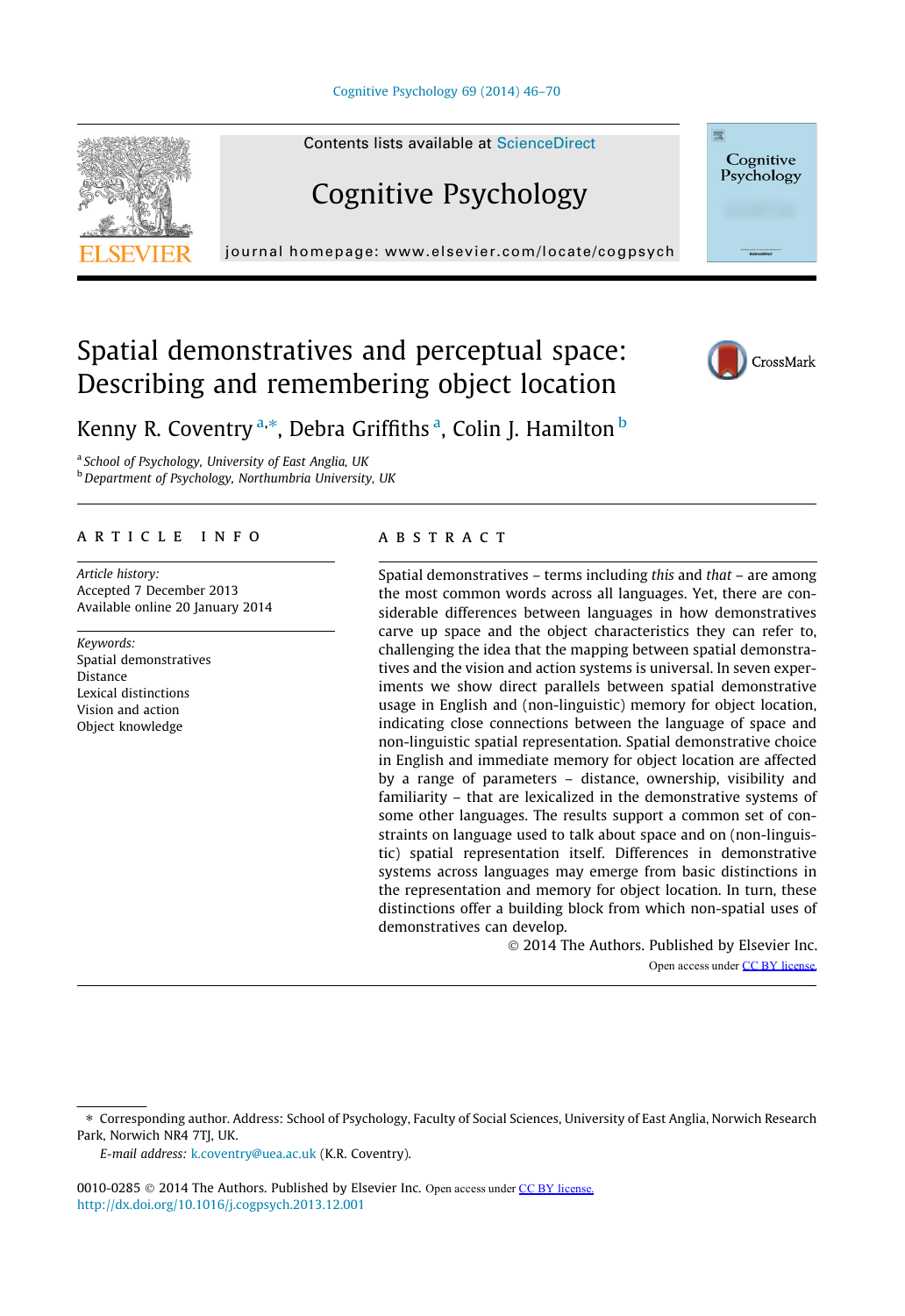Contents lists available at ScienceDirect

# Cognitive Psychology

journal homepage: www.elsevier.com/locate/cogpsych

# Spatial demonstratives and perceptual space: Describing and remembering object location

Kenny R. Coventry [a,*], Debra Griffiths [a], Colin J. Hamilton [b]

[a] School of Psychology, University of East Anglia, UK
[b] Department of Psychology, Northumbria University, UK

## ARTICLE INFO

*Article history:*
Accepted 7 December 2013
Available online 20 January 2014

*Keywords:*
Spatial demonstratives
Distance
Lexical distinctions
Vision and action
Object knowledge

## ABSTRACT

Spatial demonstratives – terms including *this* and *that* – are among the most common words across all languages. Yet, there are considerable differences between languages in how demonstratives carve up space and the object characteristics they can refer to, challenging the idea that the mapping between spatial demonstratives and the vision and action systems is universal. In seven experiments we show direct parallels between spatial demonstrative usage in English and (non-linguistic) memory for object location, indicating close connections between the language of space and non-linguistic spatial representation. Spatial demonstrative choice in English and immediate memory for object location are affected by a range of parameters – distance, ownership, visibility and familiarity – that are lexicalized in the demonstrative systems of some other languages. The results support a common set of constraints on language used to talk about space and on (non-linguistic) spatial representation itself. Differences in demonstrative systems across languages may emerge from basic distinctions in the representation and memory for object location. In turn, these distinctions offer a building block from which non-spatial uses of demonstratives can develop.

© 2014 The Authors. Published by Elsevier Inc.
Open access under CC BY license.

---

* Corresponding author. Address: School of Psychology, Faculty of Social Sciences, University of East Anglia, Norwich Research Park, Norwich NR4 7TJ, UK.
*E-mail address:* k.coventry@uea.ac.uk (K.R. Coventry).

0010-0285 © 2014 The Authors. Published by Elsevier Inc. Open access under CC BY license.
http://dx.doi.org/10.1016/j.cogpsych.2013.12.001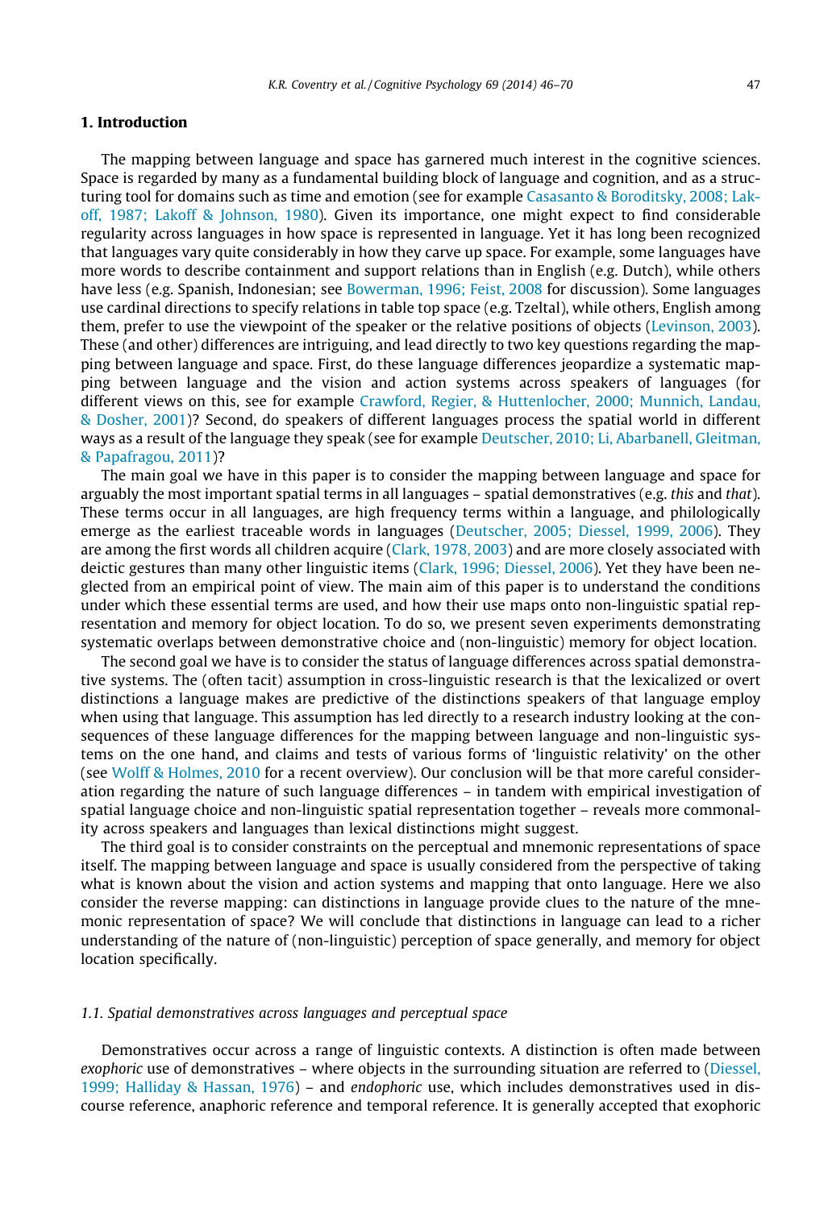## 1. Introduction

The mapping between language and space has garnered much interest in the cognitive sciences. Space is regarded by many as a fundamental building block of language and cognition, and as a structuring tool for domains such as time and emotion (see for example Casasanto & Boroditsky, 2008; Lakoff, 1987; Lakoff & Johnson, 1980). Given its importance, one might expect to find considerable regularity across languages in how space is represented in language. Yet it has long been recognized that languages vary quite considerably in how they carve up space. For example, some languages have more words to describe containment and support relations than in English (e.g. Dutch), while others have less (e.g. Spanish, Indonesian; see Bowerman, 1996; Feist, 2008 for discussion). Some languages use cardinal directions to specify relations in table top space (e.g. Tzeltal), while others, English among them, prefer to use the viewpoint of the speaker or the relative positions of objects (Levinson, 2003). These (and other) differences are intriguing, and lead directly to two key questions regarding the mapping between language and space. First, do these language differences jeopardize a systematic mapping between language and the vision and action systems across speakers of languages (for different views on this, see for example Crawford, Regier, & Huttenlocher, 2000; Munnich, Landau, & Dosher, 2001)? Second, do speakers of different languages process the spatial world in different ways as a result of the language they speak (see for example Deutscher, 2010; Li, Abarbanell, Gleitman, & Papafragou, 2011)?

The main goal we have in this paper is to consider the mapping between language and space for arguably the most important spatial terms in all languages – spatial demonstratives (e.g. *this* and *that*). These terms occur in all languages, are high frequency terms within a language, and philologically emerge as the earliest traceable words in languages (Deutscher, 2005; Diessel, 1999, 2006). They are among the first words all children acquire (Clark, 1978, 2003) and are more closely associated with deictic gestures than many other linguistic items (Clark, 1996; Diessel, 2006). Yet they have been neglected from an empirical point of view. The main aim of this paper is to understand the conditions under which these essential terms are used, and how their use maps onto non-linguistic spatial representation and memory for object location. To do so, we present seven experiments demonstrating systematic overlaps between demonstrative choice and (non-linguistic) memory for object location.

The second goal we have is to consider the status of language differences across spatial demonstrative systems. The (often tacit) assumption in cross-linguistic research is that the lexicalized or overt distinctions a language makes are predictive of the distinctions speakers of that language employ when using that language. This assumption has led directly to a research industry looking at the consequences of these language differences for the mapping between language and non-linguistic systems on the one hand, and claims and tests of various forms of 'linguistic relativity' on the other (see Wolff & Holmes, 2010 for a recent overview). Our conclusion will be that more careful consideration regarding the nature of such language differences – in tandem with empirical investigation of spatial language choice and non-linguistic spatial representation together – reveals more commonality across speakers and languages than lexical distinctions might suggest.

The third goal is to consider constraints on the perceptual and mnemonic representations of space itself. The mapping between language and space is usually considered from the perspective of taking what is known about the vision and action systems and mapping that onto language. Here we also consider the reverse mapping: can distinctions in language provide clues to the nature of the mnemonic representation of space? We will conclude that distinctions in language can lead to a richer understanding of the nature of (non-linguistic) perception of space generally, and memory for object location specifically.

### *1.1. Spatial demonstratives across languages and perceptual space*

Demonstratives occur across a range of linguistic contexts. A distinction is often made between *exophoric* use of demonstratives – where objects in the surrounding situation are referred to (Diessel, 1999; Halliday & Hassan, 1976) – and *endophoric* use, which includes demonstratives used in discourse reference, anaphoric reference and temporal reference. It is generally accepted that exophoric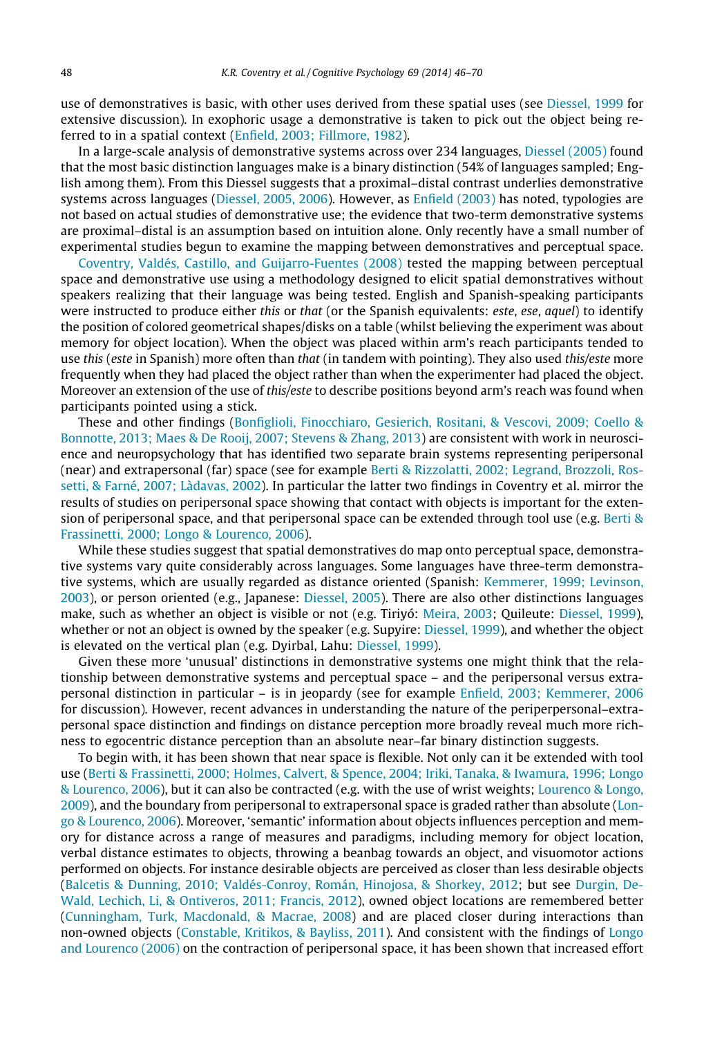use of demonstratives is basic, with other uses derived from these spatial uses (see Diessel, 1999 for extensive discussion). In exophoric usage a demonstrative is taken to pick out the object being referred to in a spatial context (Enfield, 2003; Fillmore, 1982).

In a large-scale analysis of demonstrative systems across over 234 languages, Diessel (2005) found that the most basic distinction languages make is a binary distinction (54% of languages sampled; English among them). From this Diessel suggests that a proximal–distal contrast underlies demonstrative systems across languages (Diessel, 2005, 2006). However, as Enfield (2003) has noted, typologies are not based on actual studies of demonstrative use; the evidence that two-term demonstrative systems are proximal–distal is an assumption based on intuition alone. Only recently have a small number of experimental studies begun to examine the mapping between demonstratives and perceptual space.

Coventry, Valdés, Castillo, and Guijarro-Fuentes (2008) tested the mapping between perceptual space and demonstrative use using a methodology designed to elicit spatial demonstratives without speakers realizing that their language was being tested. English and Spanish-speaking participants were instructed to produce either *this* or *that* (or the Spanish equivalents: *este*, *ese*, *aquel*) to identify the position of colored geometrical shapes/disks on a table (whilst believing the experiment was about memory for object location). When the object was placed within arm's reach participants tended to use *this* (*este* in Spanish) more often than *that* (in tandem with pointing). They also used *this*/*este* more frequently when they had placed the object rather than when the experimenter had placed the object. Moreover an extension of the use of *this*/*este* to describe positions beyond arm's reach was found when participants pointed using a stick.

These and other findings (Bonfiglioli, Finocchiaro, Gesierich, Rositani, & Vescovi, 2009; Coello & Bonnotte, 2013; Maes & De Rooij, 2007; Stevens & Zhang, 2013) are consistent with work in neuroscience and neuropsychology that has identified two separate brain systems representing peripersonal (near) and extrapersonal (far) space (see for example Berti & Rizzolatti, 2002; Legrand, Brozzoli, Rossetti, & Farné, 2007; Làdavas, 2002). In particular the latter two findings in Coventry et al. mirror the results of studies on peripersonal space showing that contact with objects is important for the extension of peripersonal space, and that peripersonal space can be extended through tool use (e.g. Berti & Frassinetti, 2000; Longo & Lourenco, 2006).

While these studies suggest that spatial demonstratives do map onto perceptual space, demonstrative systems vary quite considerably across languages. Some languages have three-term demonstrative systems, which are usually regarded as distance oriented (Spanish: Kemmerer, 1999; Levinson, 2003), or person oriented (e.g., Japanese: Diessel, 2005). There are also other distinctions languages make, such as whether an object is visible or not (e.g. Tiriyó: Meira, 2003; Quileute: Diessel, 1999), whether or not an object is owned by the speaker (e.g. Supyire: Diessel, 1999), and whether the object is elevated on the vertical plan (e.g. Dyirbal, Lahu: Diessel, 1999).

Given these more 'unusual' distinctions in demonstrative systems one might think that the relationship between demonstrative systems and perceptual space – and the peripersonal versus extrapersonal distinction in particular – is in jeopardy (see for example Enfield, 2003; Kemmerer, 2006 for discussion). However, recent advances in understanding the nature of the periperpersonal–extrapersonal space distinction and findings on distance perception more broadly reveal much more richness to egocentric distance perception than an absolute near–far binary distinction suggests.

To begin with, it has been shown that near space is flexible. Not only can it be extended with tool use (Berti & Frassinetti, 2000; Holmes, Calvert, & Spence, 2004; Iriki, Tanaka, & Iwamura, 1996; Longo & Lourenco, 2006), but it can also be contracted (e.g. with the use of wrist weights; Lourenco & Longo, 2009), and the boundary from peripersonal to extrapersonal space is graded rather than absolute (Longo & Lourenco, 2006). Moreover, 'semantic' information about objects influences perception and memory for distance across a range of measures and paradigms, including memory for object location, verbal distance estimates to objects, throwing a beanbag towards an object, and visuomotor actions performed on objects. For instance desirable objects are perceived as closer than less desirable objects (Balcetis & Dunning, 2010; Valdés-Conroy, Román, Hinojosa, & Shorkey, 2012; but see Durgin, DeWald, Lechich, Li, & Ontiveros, 2011; Francis, 2012), owned object locations are remembered better (Cunningham, Turk, Macdonald, & Macrae, 2008) and are placed closer during interactions than non-owned objects (Constable, Kritikos, & Bayliss, 2011). And consistent with the findings of Longo and Lourenco (2006) on the contraction of peripersonal space, it has been shown that increased effort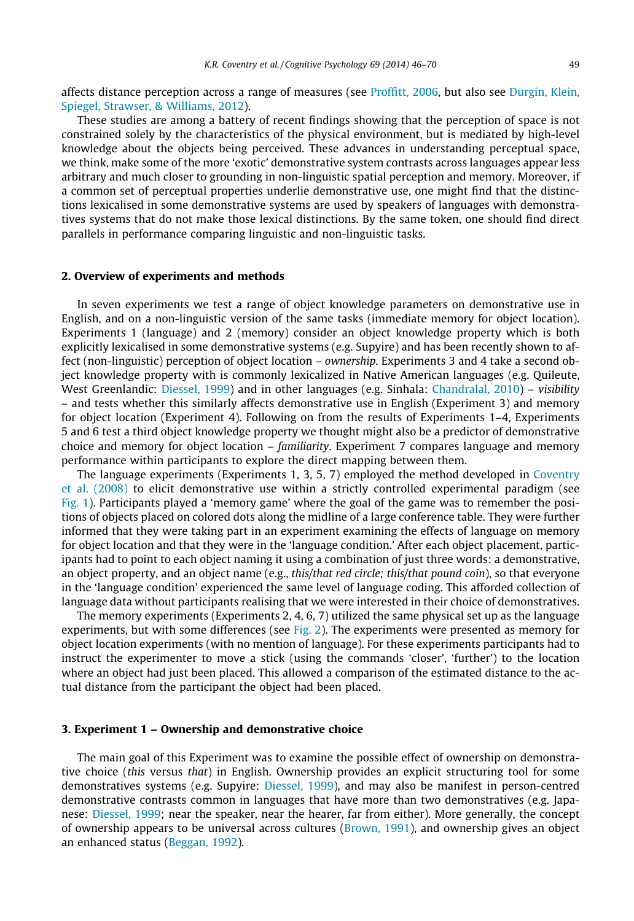affects distance perception across a range of measures (see Proffitt, 2006, but also see Durgin, Klein, Spiegel, Strawser, & Williams, 2012).

These studies are among a battery of recent findings showing that the perception of space is not constrained solely by the characteristics of the physical environment, but is mediated by high-level knowledge about the objects being perceived. These advances in understanding perceptual space, we think, make some of the more 'exotic' demonstrative system contrasts across languages appear less arbitrary and much closer to grounding in non-linguistic spatial perception and memory. Moreover, if a common set of perceptual properties underlie demonstrative use, one might find that the distinctions lexicalised in some demonstrative systems are used by speakers of languages with demonstratives systems that do not make those lexical distinctions. By the same token, one should find direct parallels in performance comparing linguistic and non-linguistic tasks.

## 2. Overview of experiments and methods

In seven experiments we test a range of object knowledge parameters on demonstrative use in English, and on a non-linguistic version of the same tasks (immediate memory for object location). Experiments 1 (language) and 2 (memory) consider an object knowledge property which is both explicitly lexicalised in some demonstrative systems (e.g. Supyire) and has been recently shown to affect (non-linguistic) perception of object location – *ownership*. Experiments 3 and 4 take a second object knowledge property with is commonly lexicalized in Native American languages (e.g. Quileute, West Greenlandic: Diessel, 1999) and in other languages (e.g. Sinhala: Chandralal, 2010) – *visibility* – and tests whether this similarly affects demonstrative use in English (Experiment 3) and memory for object location (Experiment 4). Following on from the results of Experiments 1–4, Experiments 5 and 6 test a third object knowledge property we thought might also be a predictor of demonstrative choice and memory for object location – *familiarity*. Experiment 7 compares language and memory performance within participants to explore the direct mapping between them.

The language experiments (Experiments 1, 3, 5, 7) employed the method developed in Coventry et al. (2008) to elicit demonstrative use within a strictly controlled experimental paradigm (see Fig. 1). Participants played a 'memory game' where the goal of the game was to remember the positions of objects placed on colored dots along the midline of a large conference table. They were further informed that they were taking part in an experiment examining the effects of language on memory for object location and that they were in the 'language condition.' After each object placement, participants had to point to each object naming it using a combination of just three words: a demonstrative, an object property, and an object name (e.g., *this/that red circle; this/that pound coin*), so that everyone in the 'language condition' experienced the same level of language coding. This afforded collection of language data without participants realising that we were interested in their choice of demonstratives.

The memory experiments (Experiments 2, 4, 6, 7) utilized the same physical set up as the language experiments, but with some differences (see Fig. 2). The experiments were presented as memory for object location experiments (with no mention of language). For these experiments participants had to instruct the experimenter to move a stick (using the commands 'closer', 'further') to the location where an object had just been placed. This allowed a comparison of the estimated distance to the actual distance from the participant the object had been placed.

## 3. Experiment 1 – Ownership and demonstrative choice

The main goal of this Experiment was to examine the possible effect of ownership on demonstrative choice (*this* versus *that*) in English. Ownership provides an explicit structuring tool for some demonstratives systems (e.g. Supyire: Diessel, 1999), and may also be manifest in person-centred demonstrative contrasts common in languages that have more than two demonstratives (e.g. Japanese: Diessel, 1999; near the speaker, near the hearer, far from either). More generally, the concept of ownership appears to be universal across cultures (Brown, 1991), and ownership gives an object an enhanced status (Beggan, 1992).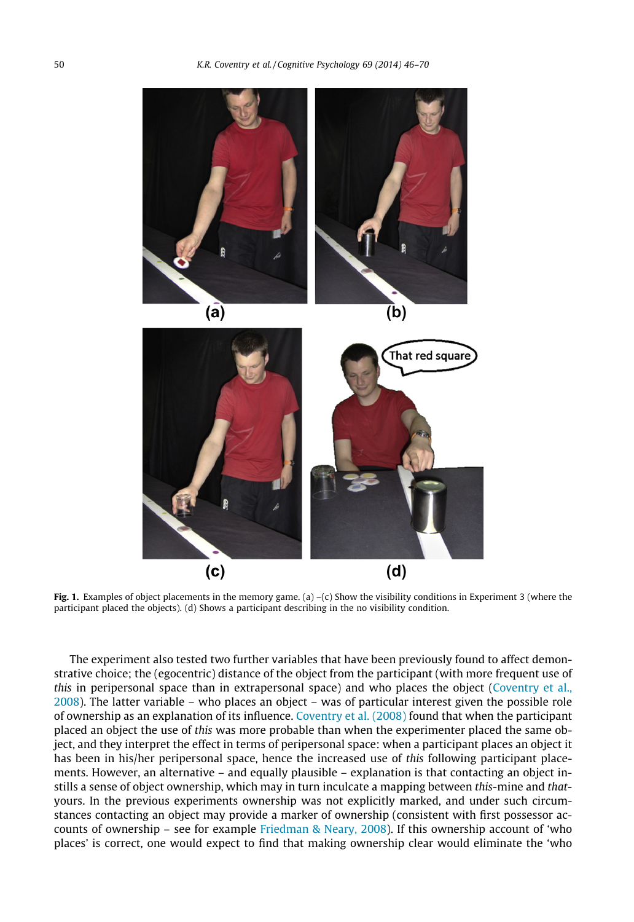Fig. 1. Examples of object placements in the memory game. (a) –(c) Show the visibility conditions in Experiment 3 (where the participant placed the objects). (d) Shows a participant describing in the no visibility condition.

The experiment also tested two further variables that have been previously found to affect demonstrative choice; the (egocentric) distance of the object from the participant (with more frequent use of *this* in peripersonal space than in extrapersonal space) and who places the object (Coventry et al., 2008). The latter variable – who places an object – was of particular interest given the possible role of ownership as an explanation of its influence. Coventry et al. (2008) found that when the participant placed an object the use of *this* was more probable than when the experimenter placed the same object, and they interpret the effect in terms of peripersonal space: when a participant places an object it has been in his/her peripersonal space, hence the increased use of *this* following participant placements. However, an alternative – and equally plausible – explanation is that contacting an object instills a sense of object ownership, which may in turn inculcate a mapping between *this*-mine and *that*-yours. In the previous experiments ownership was not explicitly marked, and under such circumstances contacting an object may provide a marker of ownership (consistent with first possessor accounts of ownership – see for example Friedman & Neary, 2008). If this ownership account of 'who places' is correct, one would expect to find that making ownership clear would eliminate the 'who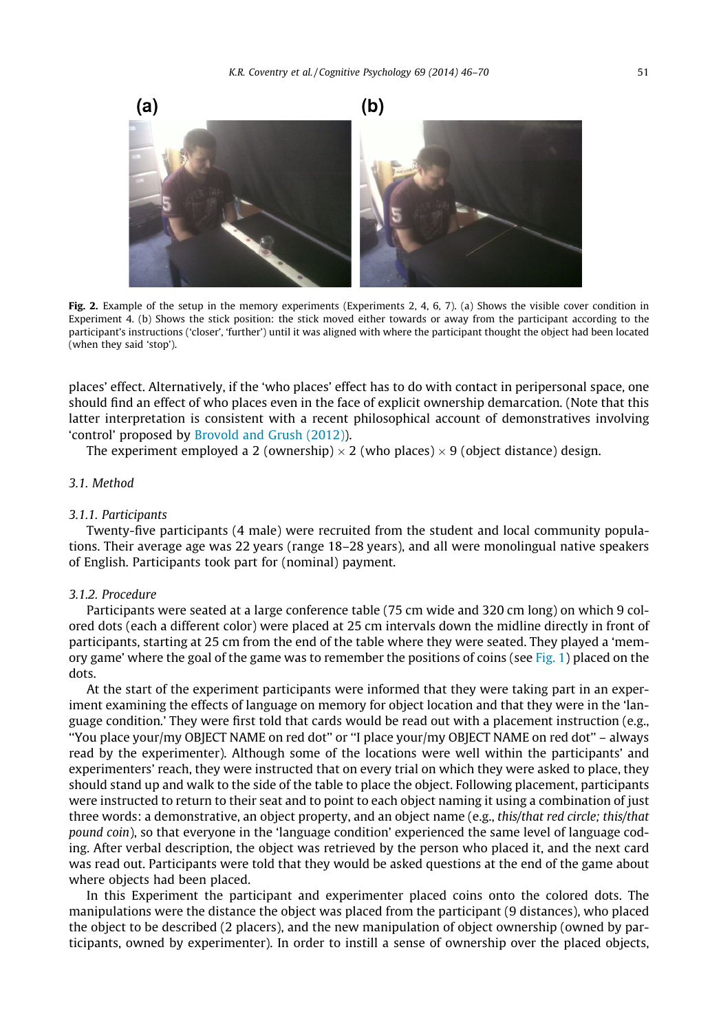**Fig. 2.** Example of the setup in the memory experiments (Experiments 2, 4, 6, 7). (a) Shows the visible cover condition in Experiment 4. (b) Shows the stick position: the stick moved either towards or away from the participant according to the participant's instructions ('closer', 'further') until it was aligned with where the participant thought the object had been located (when they said 'stop').

places' effect. Alternatively, if the 'who places' effect has to do with contact in peripersonal space, one should find an effect of who places even in the face of explicit ownership demarcation. (Note that this latter interpretation is consistent with a recent philosophical account of demonstratives involving 'control' proposed by Brovold and Grush (2012)).

The experiment employed a 2 (ownership) × 2 (who places) × 9 (object distance) design.

### 3.1. Method

#### 3.1.1. Participants

Twenty-five participants (4 male) were recruited from the student and local community populations. Their average age was 22 years (range 18–28 years), and all were monolingual native speakers of English. Participants took part for (nominal) payment.

#### 3.1.2. Procedure

Participants were seated at a large conference table (75 cm wide and 320 cm long) on which 9 colored dots (each a different color) were placed at 25 cm intervals down the midline directly in front of participants, starting at 25 cm from the end of the table where they were seated. They played a 'memory game' where the goal of the game was to remember the positions of coins (see Fig. 1) placed on the dots.

At the start of the experiment participants were informed that they were taking part in an experiment examining the effects of language on memory for object location and that they were in the 'language condition.' They were first told that cards would be read out with a placement instruction (e.g., "You place your/my OBJECT NAME on red dot" or "I place your/my OBJECT NAME on red dot" – always read by the experimenter). Although some of the locations were well within the participants' and experimenters' reach, they were instructed that on every trial on which they were asked to place, they should stand up and walk to the side of the table to place the object. Following placement, participants were instructed to return to their seat and to point to each object naming it using a combination of just three words: a demonstrative, an object property, and an object name (e.g., *this/that red circle; this/that pound coin*), so that everyone in the 'language condition' experienced the same level of language coding. After verbal description, the object was retrieved by the person who placed it, and the next card was read out. Participants were told that they would be asked questions at the end of the game about where objects had been placed.

In this Experiment the participant and experimenter placed coins onto the colored dots. The manipulations were the distance the object was placed from the participant (9 distances), who placed the object to be described (2 placers), and the new manipulation of object ownership (owned by participants, owned by experimenter). In order to instill a sense of ownership over the placed objects,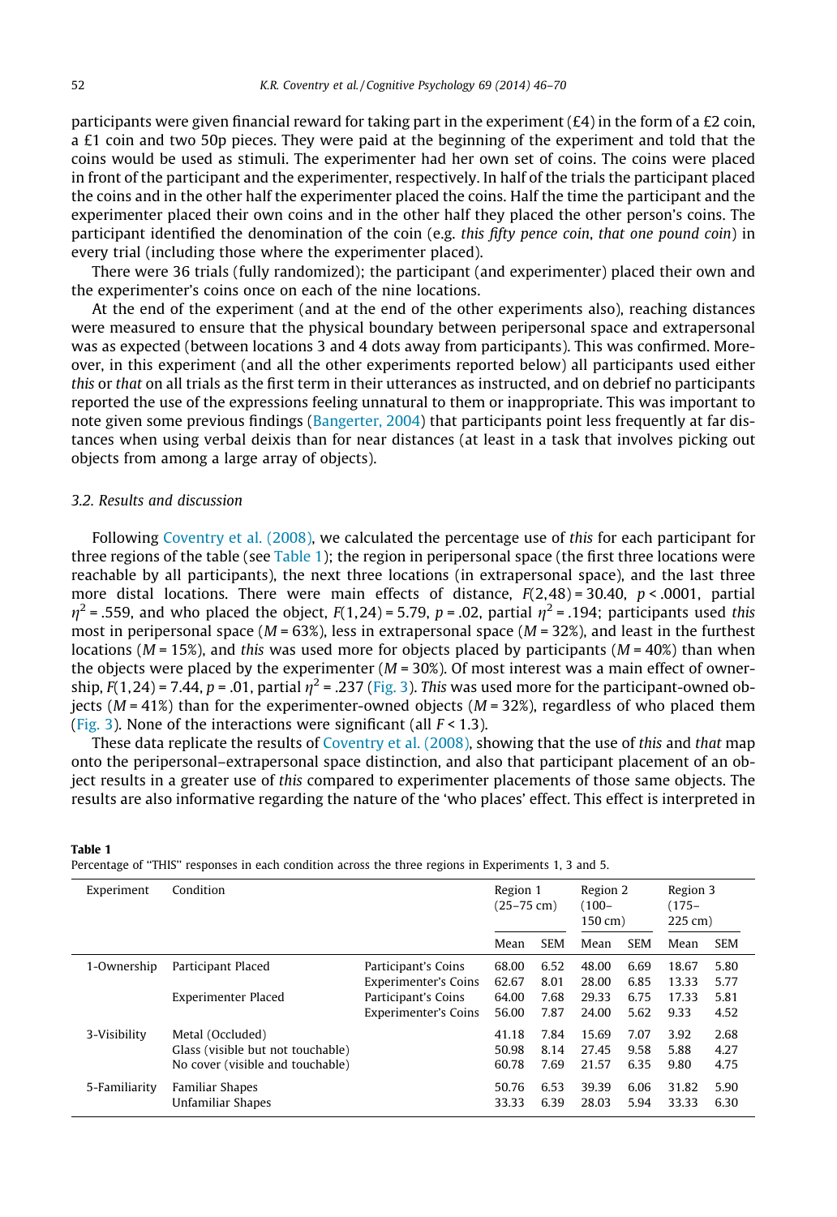participants were given financial reward for taking part in the experiment (£4) in the form of a £2 coin, a £1 coin and two 50p pieces. They were paid at the beginning of the experiment and told that the coins would be used as stimuli. The experimenter had her own set of coins. The coins were placed in front of the participant and the experimenter, respectively. In half of the trials the participant placed the coins and in the other half the experimenter placed the coins. Half the time the participant and the experimenter placed their own coins and in the other half they placed the other person's coins. The participant identified the denomination of the coin (e.g. *this fifty pence coin*, *that one pound coin*) in every trial (including those where the experimenter placed).

There were 36 trials (fully randomized); the participant (and experimenter) placed their own and the experimenter's coins once on each of the nine locations.

At the end of the experiment (and at the end of the other experiments also), reaching distances were measured to ensure that the physical boundary between peripersonal space and extrapersonal was as expected (between locations 3 and 4 dots away from participants). This was confirmed. Moreover, in this experiment (and all the other experiments reported below) all participants used either *this* or *that* on all trials as the first term in their utterances as instructed, and on debrief no participants reported the use of the expressions feeling unnatural to them or inappropriate. This was important to note given some previous findings (Bangerter, 2004) that participants point less frequently at far distances when using verbal deixis than for near distances (at least in a task that involves picking out objects from among a large array of objects).

### 3.2. Results and discussion

Following Coventry et al. (2008), we calculated the percentage use of *this* for each participant for three regions of the table (see Table 1); the region in peripersonal space (the first three locations were reachable by all participants), the next three locations (in extrapersonal space), and the last three more distal locations. There were main effects of distance, $F(2,48) = 30.40$, $p < .0001$, partial $\eta^2 = .559$, and who placed the object, $F(1,24) = 5.79$, $p = .02$, partial $\eta^2 = .194$; participants used *this* most in peripersonal space ($M = 63\%$), less in extrapersonal space ($M = 32\%$), and least in the furthest locations ($M = 15\%$), and *this* was used more for objects placed by participants ($M = 40\%$) than when the objects were placed by the experimenter ($M = 30\%$). Of most interest was a main effect of ownership, $F(1,24) = 7.44$, $p = .01$, partial $\eta^2 = .237$ (Fig. 3). *This* was used more for the participant-owned objects ($M = 41\%$) than for the experimenter-owned objects ($M = 32\%$), regardless of who placed them (Fig. 3). None of the interactions were significant (all $F < 1.3$).

These data replicate the results of Coventry et al. (2008), showing that the use of *this* and *that* map onto the peripersonal–extrapersonal space distinction, and also that participant placement of an object results in a greater use of *this* compared to experimenter placements of those same objects. The results are also informative regarding the nature of the 'who places' effect. This effect is interpreted in

**Table 1**
Percentage of "THIS" responses in each condition across the three regions in Experiments 1, 3 and 5.

| Experiment | Condition | | Region 1 (25–75 cm) | | Region 2 (100–150 cm) | | Region 3 (175–225 cm) | |
|---|---|---|---|---|---|---|---|---|
| | | | Mean | SEM | Mean | SEM | Mean | SEM |
| 1-Ownership | Participant Placed | Participant's Coins | 68.00 | 6.52 | 48.00 | 6.69 | 18.67 | 5.80 |
| | | Experimenter's Coins | 62.67 | 8.01 | 28.00 | 6.85 | 13.33 | 5.77 |
| | Experimenter Placed | Participant's Coins | 64.00 | 7.68 | 29.33 | 6.75 | 17.33 | 5.81 |
| | | Experimenter's Coins | 56.00 | 7.87 | 24.00 | 5.62 | 9.33 | 4.52 |
| 3-Visibility | Metal (Occluded) | | 41.18 | 7.84 | 15.69 | 7.07 | 3.92 | 2.68 |
| | Glass (visible but not touchable) | | 50.98 | 8.14 | 27.45 | 9.58 | 5.88 | 4.27 |
| | No cover (visible and touchable) | | 60.78 | 7.69 | 21.57 | 6.35 | 9.80 | 4.75 |
| 5-Familiarity | Familiar Shapes | | 50.76 | 6.53 | 39.39 | 6.06 | 31.82 | 5.90 |
| | Unfamiliar Shapes | | 33.33 | 6.39 | 28.03 | 5.94 | 33.33 | 6.30 |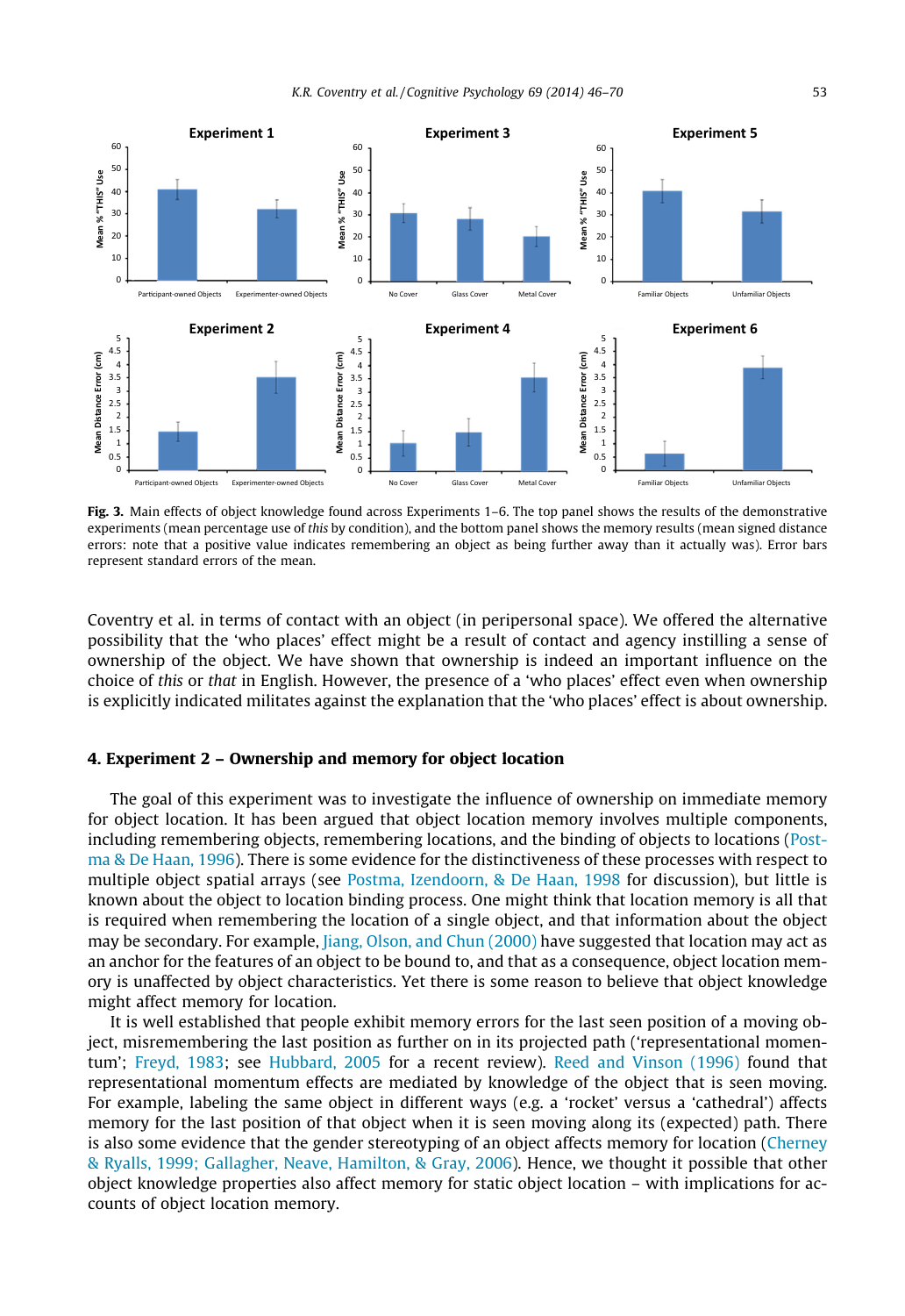Fig. 3. Main effects of object knowledge found across Experiments 1–6. The top panel shows the results of the demonstrative experiments (mean percentage use of *this* by condition), and the bottom panel shows the memory results (mean signed distance errors: note that a positive value indicates remembering an object as being further away than it actually was). Error bars represent standard errors of the mean.

Coventry et al. in terms of contact with an object (in peripersonal space). We offered the alternative possibility that the 'who places' effect might be a result of contact and agency instilling a sense of ownership of the object. We have shown that ownership is indeed an important influence on the choice of *this* or *that* in English. However, the presence of a 'who places' effect even when ownership is explicitly indicated militates against the explanation that the 'who places' effect is about ownership.

## 4. Experiment 2 – Ownership and memory for object location

The goal of this experiment was to investigate the influence of ownership on immediate memory for object location. It has been argued that object location memory involves multiple components, including remembering objects, remembering locations, and the binding of objects to locations (Postma & De Haan, 1996). There is some evidence for the distinctiveness of these processes with respect to multiple object spatial arrays (see Postma, Izendoorn, & De Haan, 1998 for discussion), but little is known about the object to location binding process. One might think that location memory is all that is required when remembering the location of a single object, and that information about the object may be secondary. For example, Jiang, Olson, and Chun (2000) have suggested that location may act as an anchor for the features of an object to be bound to, and that as a consequence, object location memory is unaffected by object characteristics. Yet there is some reason to believe that object knowledge might affect memory for location.

It is well established that people exhibit memory errors for the last seen position of a moving object, misremembering the last position as further on in its projected path ('representational momentum'; Freyd, 1983; see Hubbard, 2005 for a recent review). Reed and Vinson (1996) found that representational momentum effects are mediated by knowledge of the object that is seen moving. For example, labeling the same object in different ways (e.g. a 'rocket' versus a 'cathedral') affects memory for the last position of that object when it is seen moving along its (expected) path. There is also some evidence that the gender stereotyping of an object affects memory for location (Cherney & Ryalls, 1999; Gallagher, Neave, Hamilton, & Gray, 2006). Hence, we thought it possible that other object knowledge properties also affect memory for static object location – with implications for accounts of object location memory.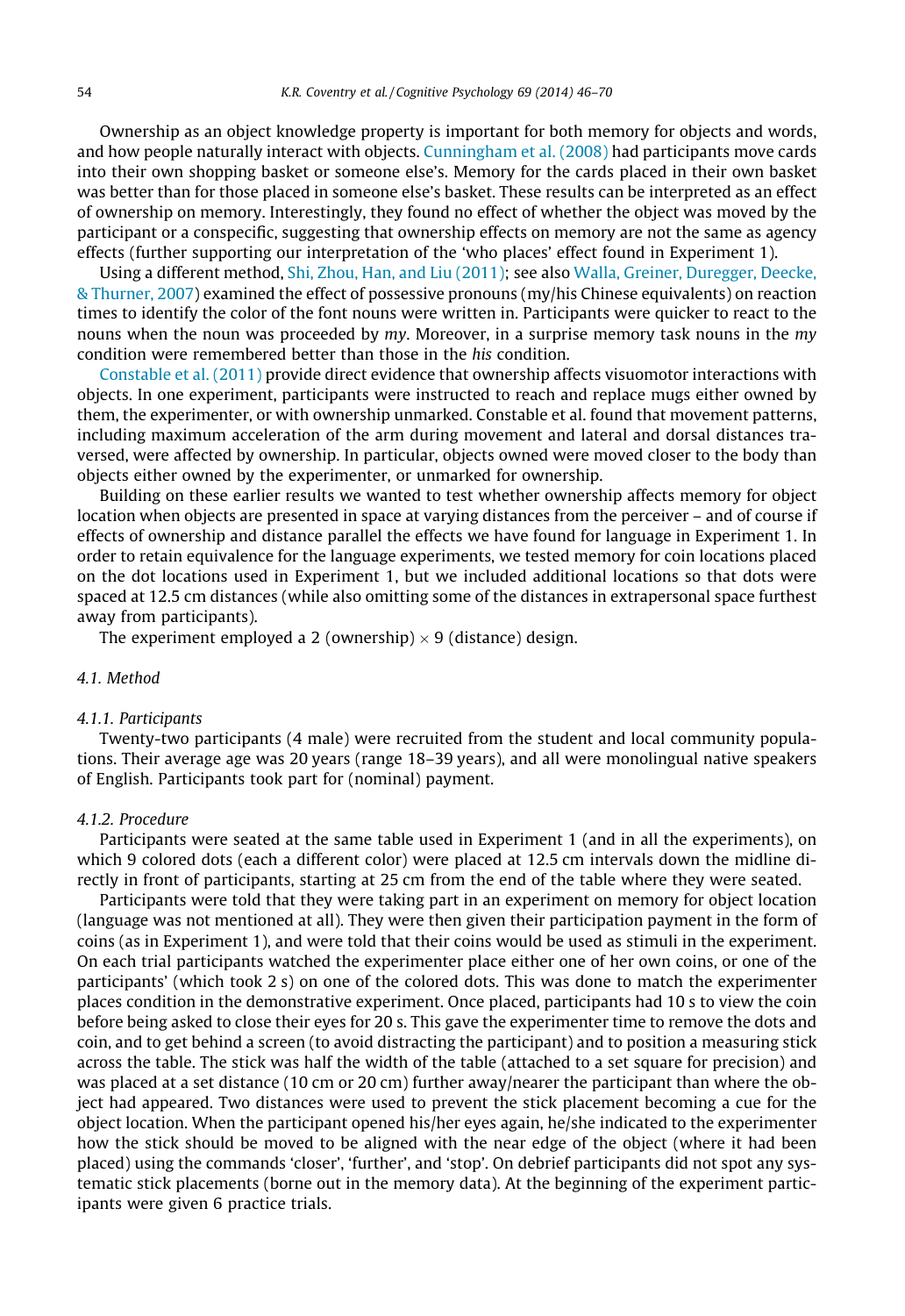Ownership as an object knowledge property is important for both memory for objects and words, and how people naturally interact with objects. Cunningham et al. (2008) had participants move cards into their own shopping basket or someone else's. Memory for the cards placed in their own basket was better than for those placed in someone else's basket. These results can be interpreted as an effect of ownership on memory. Interestingly, they found no effect of whether the object was moved by the participant or a conspecific, suggesting that ownership effects on memory are not the same as agency effects (further supporting our interpretation of the 'who places' effect found in Experiment 1).

Using a different method, Shi, Zhou, Han, and Liu (2011); see also Walla, Greiner, Duregger, Deecke, & Thurner, 2007) examined the effect of possessive pronouns (my/his Chinese equivalents) on reaction times to identify the color of the font nouns were written in. Participants were quicker to react to the nouns when the noun was proceeded by *my*. Moreover, in a surprise memory task nouns in the *my* condition were remembered better than those in the *his* condition.

Constable et al. (2011) provide direct evidence that ownership affects visuomotor interactions with objects. In one experiment, participants were instructed to reach and replace mugs either owned by them, the experimenter, or with ownership unmarked. Constable et al. found that movement patterns, including maximum acceleration of the arm during movement and lateral and dorsal distances traversed, were affected by ownership. In particular, objects owned were moved closer to the body than objects either owned by the experimenter, or unmarked for ownership.

Building on these earlier results we wanted to test whether ownership affects memory for object location when objects are presented in space at varying distances from the perceiver – and of course if effects of ownership and distance parallel the effects we have found for language in Experiment 1. In order to retain equivalence for the language experiments, we tested memory for coin locations placed on the dot locations used in Experiment 1, but we included additional locations so that dots were spaced at 12.5 cm distances (while also omitting some of the distances in extrapersonal space furthest away from participants).

The experiment employed a 2 (ownership) × 9 (distance) design.

### 4.1. Method

#### 4.1.1. Participants

Twenty-two participants (4 male) were recruited from the student and local community populations. Their average age was 20 years (range 18–39 years), and all were monolingual native speakers of English. Participants took part for (nominal) payment.

#### 4.1.2. Procedure

Participants were seated at the same table used in Experiment 1 (and in all the experiments), on which 9 colored dots (each a different color) were placed at 12.5 cm intervals down the midline directly in front of participants, starting at 25 cm from the end of the table where they were seated.

Participants were told that they were taking part in an experiment on memory for object location (language was not mentioned at all). They were then given their participation payment in the form of coins (as in Experiment 1), and were told that their coins would be used as stimuli in the experiment. On each trial participants watched the experimenter place either one of her own coins, or one of the participants' (which took 2 s) on one of the colored dots. This was done to match the experimenter places condition in the demonstrative experiment. Once placed, participants had 10 s to view the coin before being asked to close their eyes for 20 s. This gave the experimenter time to remove the dots and coin, and to get behind a screen (to avoid distracting the participant) and to position a measuring stick across the table. The stick was half the width of the table (attached to a set square for precision) and was placed at a set distance (10 cm or 20 cm) further away/nearer the participant than where the object had appeared. Two distances were used to prevent the stick placement becoming a cue for the object location. When the participant opened his/her eyes again, he/she indicated to the experimenter how the stick should be moved to be aligned with the near edge of the object (where it had been placed) using the commands 'closer', 'further', and 'stop'. On debrief participants did not spot any systematic stick placements (borne out in the memory data). At the beginning of the experiment participants were given 6 practice trials.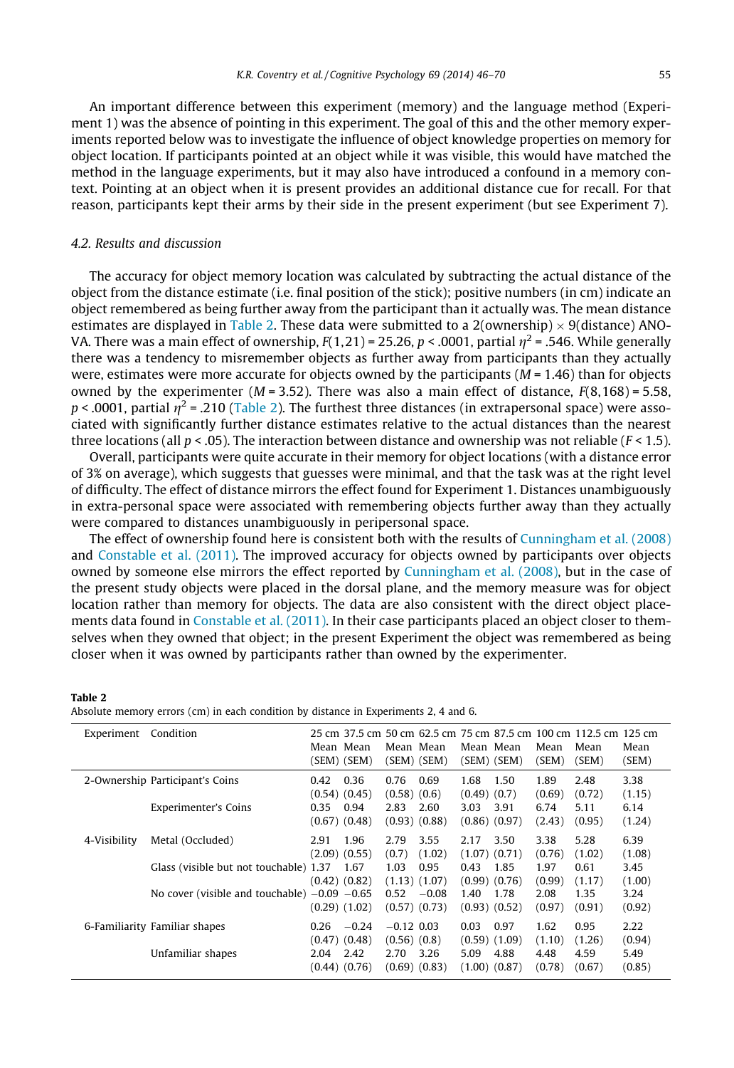An important difference between this experiment (memory) and the language method (Experiment 1) was the absence of pointing in this experiment. The goal of this and the other memory experiments reported below was to investigate the influence of object knowledge properties on memory for object location. If participants pointed at an object while it was visible, this would have matched the method in the language experiments, but it may also have introduced a confound in a memory context. Pointing at an object when it is present provides an additional distance cue for recall. For that reason, participants kept their arms by their side in the present experiment (but see Experiment 7).

### 4.2. Results and discussion

The accuracy for object memory location was calculated by subtracting the actual distance of the object from the distance estimate (i.e. final position of the stick); positive numbers (in cm) indicate an object remembered as being further away from the participant than it actually was. The mean distance estimates are displayed in Table 2. These data were submitted to a 2(ownership) × 9(distance) ANOVA. There was a main effect of ownership, $F(1,21) = 25.26$, $p < .0001$, partial $\eta^2 = .546$. While generally there was a tendency to misremember objects as further away from participants than they actually were, estimates were more accurate for objects owned by the participants ($M = 1.46$) than for objects owned by the experimenter ($M = 3.52$). There was also a main effect of distance, $F(8,168) = 5.58$, $p < .0001$, partial $\eta^2 = .210$ (Table 2). The furthest three distances (in extrapersonal space) were associated with significantly further distance estimates relative to the actual distances than the nearest three locations (all $p < .05$). The interaction between distance and ownership was not reliable ($F < 1.5$).

Overall, participants were quite accurate in their memory for object locations (with a distance error of 3% on average), which suggests that guesses were minimal, and that the task was at the right level of difficulty. The effect of distance mirrors the effect found for Experiment 1. Distances unambiguously in extra-personal space were associated with remembering objects further away than they actually were compared to distances unambiguously in peripersonal space.

The effect of ownership found here is consistent both with the results of Cunningham et al. (2008) and Constable et al. (2011). The improved accuracy for objects owned by participants over objects owned by someone else mirrors the effect reported by Cunningham et al. (2008), but in the case of the present study objects were placed in the dorsal plane, and the memory measure was for object location rather than memory for objects. The data are also consistent with the direct object placements data found in Constable et al. (2011). In their case participants placed an object closer to themselves when they owned that object; in the present Experiment the object was remembered as being closer when it was owned by participants rather than owned by the experimenter.

**Table 2**
Absolute memory errors (cm) in each condition by distance in Experiments 2, 4 and 6.

| Experiment | Condition | 25 cm Mean (SEM) | 37.5 cm Mean (SEM) | 50 cm Mean (SEM) | 62.5 cm Mean (SEM) | 75 cm Mean (SEM) | 87.5 cm Mean (SEM) | 100 cm Mean (SEM) | 112.5 cm Mean (SEM) | 125 cm Mean (SEM) |
|---|---|---|---|---|---|---|---|---|---|---|
| 2-Ownership | Participant's Coins | 0.42 (0.54) | 0.36 (0.45) | 0.76 (0.58) | 0.69 (0.6) | 1.68 (0.49) | 1.50 (0.7) | 1.89 (0.69) | 2.48 (0.72) | 3.38 (1.15) |
| | Experimenter's Coins | 0.35 (0.67) | 0.94 (0.48) | 2.83 (0.93) | 2.60 (0.88) | 3.03 (0.86) | 3.91 (0.97) | 6.74 (2.43) | 5.11 (0.95) | 6.14 (1.24) |
| 4-Visibility | Metal (Occluded) | 2.91 (2.09) | 1.96 (0.55) | 2.79 (0.7) | 3.55 (1.02) | 2.17 (1.07) | 3.50 (0.71) | 3.38 (0.76) | 5.28 (1.02) | 6.39 (1.08) |
| | Glass (visible but not touchable) | 1.37 (0.42) | 1.67 (0.82) | 1.03 (1.13) | 0.95 (1.07) | 0.43 (0.99) | 1.85 (0.76) | 1.97 (0.99) | 0.61 (1.17) | 3.45 (1.00) |
| | No cover (visible and touchable) | −0.09 (0.29) | −0.65 (1.02) | 0.52 (0.57) | −0.08 (0.73) | 1.40 (0.93) | 1.78 (0.52) | 2.08 (0.97) | 1.35 (0.91) | 3.24 (0.92) |
| 6-Familiarity | Familiar shapes | 0.26 (0.47) | −0.24 (0.48) | −0.12 (0.56) | 0.03 (0.8) | 0.03 (0.59) | 0.97 (1.09) | 1.62 (1.10) | 0.95 (1.26) | 2.22 (0.94) |
| | Unfamiliar shapes | 2.04 (0.44) | 2.42 (0.76) | 2.70 (0.69) | 3.26 (0.83) | 5.09 (1.00) | 4.88 (0.87) | 4.48 (0.78) | 4.59 (0.67) | 5.49 (0.85) |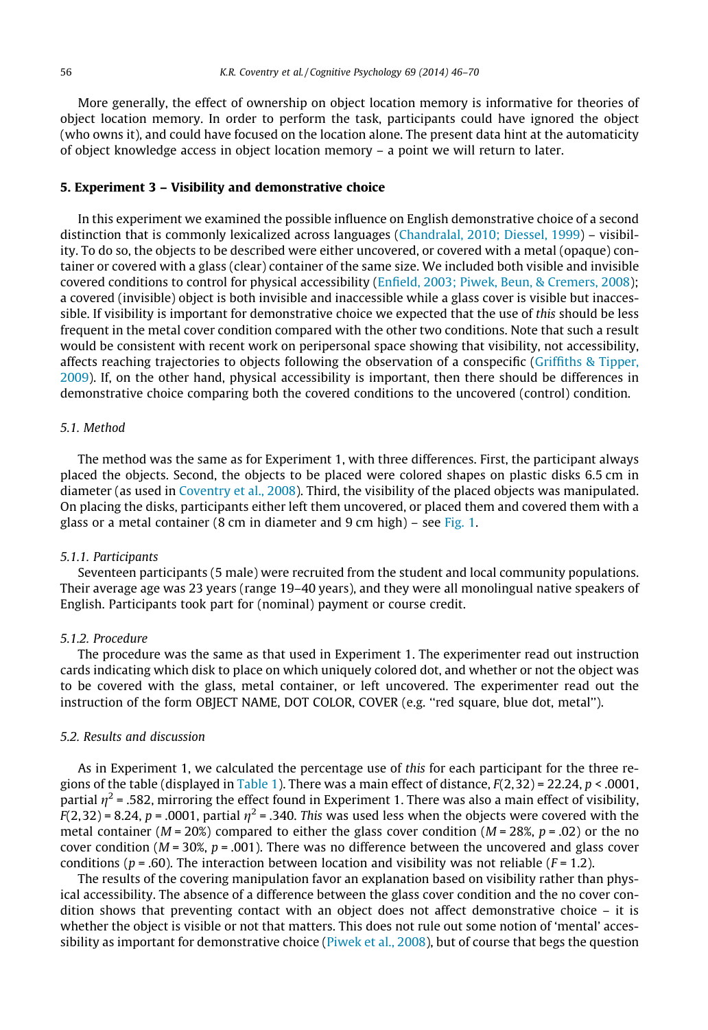More generally, the effect of ownership on object location memory is informative for theories of object location memory. In order to perform the task, participants could have ignored the object (who owns it), and could have focused on the location alone. The present data hint at the automaticity of object knowledge access in object location memory – a point we will return to later.

## 5. Experiment 3 – Visibility and demonstrative choice

In this experiment we examined the possible influence on English demonstrative choice of a second distinction that is commonly lexicalized across languages (Chandralal, 2010; Diessel, 1999) – visibility. To do so, the objects to be described were either uncovered, or covered with a metal (opaque) container or covered with a glass (clear) container of the same size. We included both visible and invisible covered conditions to control for physical accessibility (Enfield, 2003; Piwek, Beun, & Cremers, 2008); a covered (invisible) object is both invisible and inaccessible while a glass cover is visible but inaccessible. If visibility is important for demonstrative choice we expected that the use of *this* should be less frequent in the metal cover condition compared with the other two conditions. Note that such a result would be consistent with recent work on peripersonal space showing that visibility, not accessibility, affects reaching trajectories to objects following the observation of a conspecific (Griffiths & Tipper, 2009). If, on the other hand, physical accessibility is important, then there should be differences in demonstrative choice comparing both the covered conditions to the uncovered (control) condition.

### 5.1. Method

The method was the same as for Experiment 1, with three differences. First, the participant always placed the objects. Second, the objects to be placed were colored shapes on plastic disks 6.5 cm in diameter (as used in Coventry et al., 2008). Third, the visibility of the placed objects was manipulated. On placing the disks, participants either left them uncovered, or placed them and covered them with a glass or a metal container (8 cm in diameter and 9 cm high) – see Fig. 1.

#### 5.1.1. Participants

Seventeen participants (5 male) were recruited from the student and local community populations. Their average age was 23 years (range 19–40 years), and they were all monolingual native speakers of English. Participants took part for (nominal) payment or course credit.

#### 5.1.2. Procedure

The procedure was the same as that used in Experiment 1. The experimenter read out instruction cards indicating which disk to place on which uniquely colored dot, and whether or not the object was to be covered with the glass, metal container, or left uncovered. The experimenter read out the instruction of the form OBJECT NAME, DOT COLOR, COVER (e.g. ''red square, blue dot, metal'').

### 5.2. Results and discussion

As in Experiment 1, we calculated the percentage use of *this* for each participant for the three regions of the table (displayed in Table 1). There was a main effect of distance, $F(2,32) = 22.24$, $p < .0001$, partial $\eta^2 = .582$, mirroring the effect found in Experiment 1. There was also a main effect of visibility, $F(2,32) = 8.24$, $p = .0001$, partial $\eta^2 = .340$. *This* was used less when the objects were covered with the metal container ($M = 20\%$) compared to either the glass cover condition ($M = 28\%$, $p = .02$) or the no cover condition ($M = 30\%$, $p = .001$). There was no difference between the uncovered and glass cover conditions ($p = .60$). The interaction between location and visibility was not reliable ($F = 1.2$).

The results of the covering manipulation favor an explanation based on visibility rather than physical accessibility. The absence of a difference between the glass cover condition and the no cover condition shows that preventing contact with an object does not affect demonstrative choice – it is whether the object is visible or not that matters. This does not rule out some notion of 'mental' accessibility as important for demonstrative choice (Piwek et al., 2008), but of course that begs the question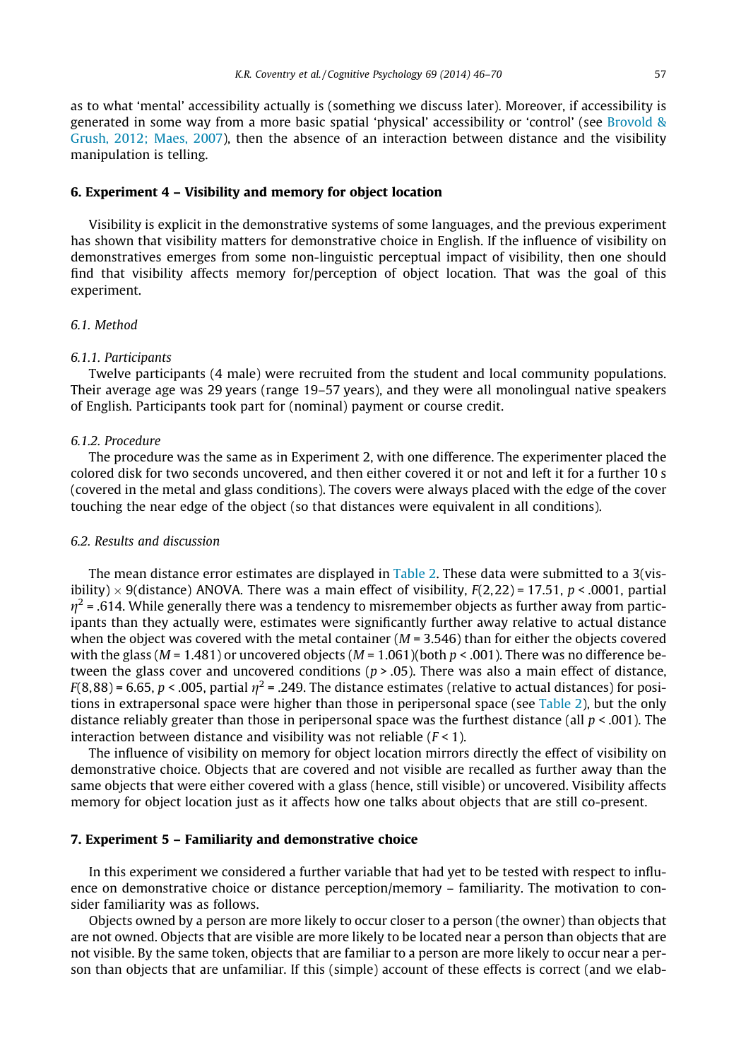as to what 'mental' accessibility actually is (something we discuss later). Moreover, if accessibility is generated in some way from a more basic spatial 'physical' accessibility or 'control' (see Brovold & Grush, 2012; Maes, 2007), then the absence of an interaction between distance and the visibility manipulation is telling.

## 6. Experiment 4 – Visibility and memory for object location

Visibility is explicit in the demonstrative systems of some languages, and the previous experiment has shown that visibility matters for demonstrative choice in English. If the influence of visibility on demonstratives emerges from some non-linguistic perceptual impact of visibility, then one should find that visibility affects memory for/perception of object location. That was the goal of this experiment.

### 6.1. Method

#### 6.1.1. Participants

Twelve participants (4 male) were recruited from the student and local community populations. Their average age was 29 years (range 19–57 years), and they were all monolingual native speakers of English. Participants took part for (nominal) payment or course credit.

#### 6.1.2. Procedure

The procedure was the same as in Experiment 2, with one difference. The experimenter placed the colored disk for two seconds uncovered, and then either covered it or not and left it for a further 10 s (covered in the metal and glass conditions). The covers were always placed with the edge of the cover touching the near edge of the object (so that distances were equivalent in all conditions).

### 6.2. Results and discussion

The mean distance error estimates are displayed in Table 2. These data were submitted to a 3(visibility) × 9(distance) ANOVA. There was a main effect of visibility, $F(2,22) = 17.51$, $p < .0001$, partial $\eta^2 = .614$. While generally there was a tendency to misremember objects as further away from participants than they actually were, estimates were significantly further away relative to actual distance when the object was covered with the metal container ($M = 3.546$) than for either the objects covered with the glass ($M = 1.481$) or uncovered objects ($M = 1.061$)(both $p < .001$). There was no difference between the glass cover and uncovered conditions ($p > .05$). There was also a main effect of distance, $F(8,88) = 6.65$, $p < .005$, partial $\eta^2 = .249$. The distance estimates (relative to actual distances) for positions in extrapersonal space were higher than those in peripersonal space (see Table 2), but the only distance reliably greater than those in peripersonal space was the furthest distance (all $p < .001$). The interaction between distance and visibility was not reliable ($F < 1$).

The influence of visibility on memory for object location mirrors directly the effect of visibility on demonstrative choice. Objects that are covered and not visible are recalled as further away than the same objects that were either covered with a glass (hence, still visible) or uncovered. Visibility affects memory for object location just as it affects how one talks about objects that are still co-present.

## 7. Experiment 5 – Familiarity and demonstrative choice

In this experiment we considered a further variable that had yet to be tested with respect to influence on demonstrative choice or distance perception/memory – familiarity. The motivation to consider familiarity was as follows.

Objects owned by a person are more likely to occur closer to a person (the owner) than objects that are not owned. Objects that are visible are more likely to be located near a person than objects that are not visible. By the same token, objects that are familiar to a person are more likely to occur near a person than objects that are unfamiliar. If this (simple) account of these effects is correct (and we elab-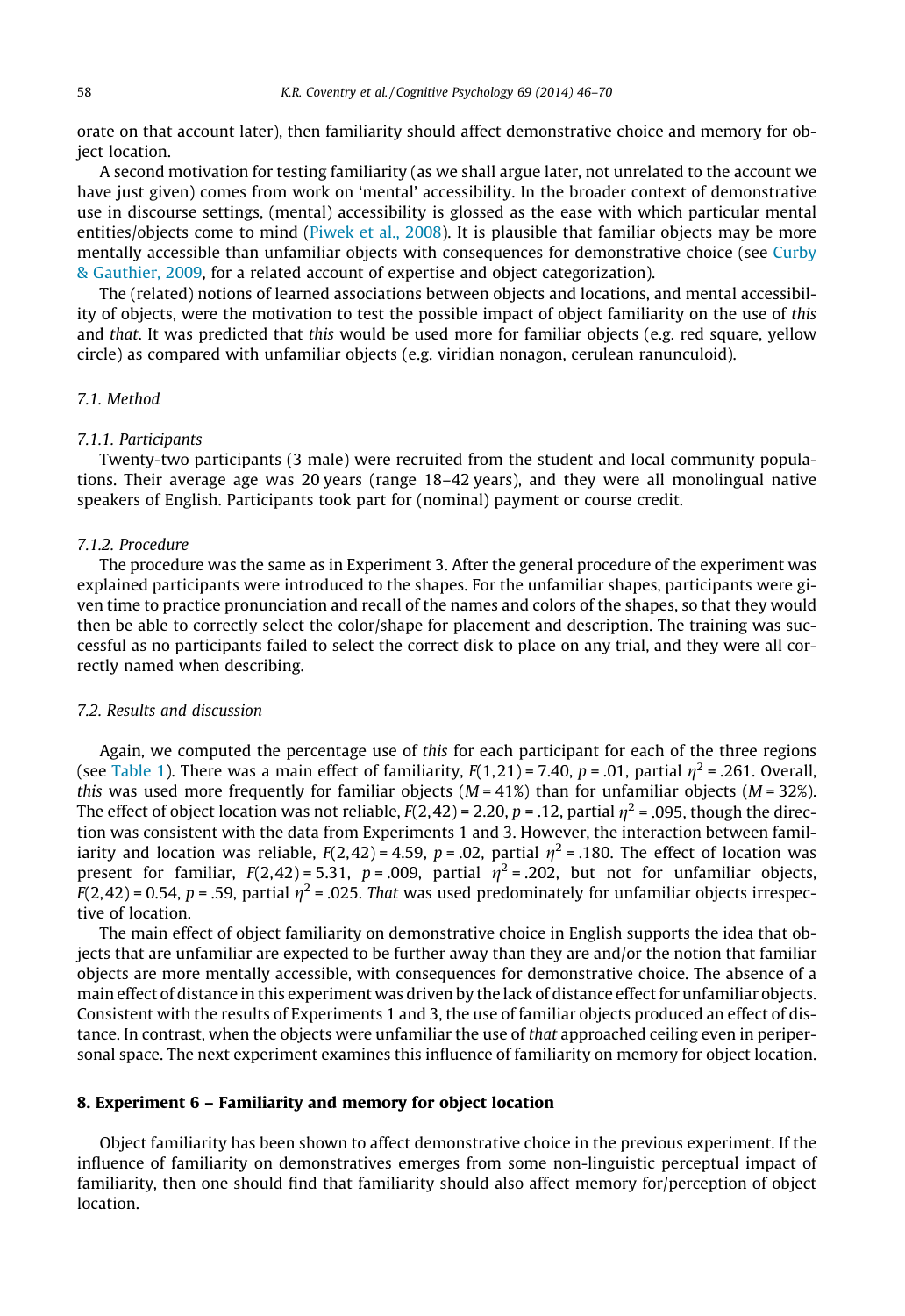orate on that account later), then familiarity should affect demonstrative choice and memory for object location.

A second motivation for testing familiarity (as we shall argue later, not unrelated to the account we have just given) comes from work on 'mental' accessibility. In the broader context of demonstrative use in discourse settings, (mental) accessibility is glossed as the ease with which particular mental entities/objects come to mind (Piwek et al., 2008). It is plausible that familiar objects may be more mentally accessible than unfamiliar objects with consequences for demonstrative choice (see Curby & Gauthier, 2009, for a related account of expertise and object categorization).

The (related) notions of learned associations between objects and locations, and mental accessibility of objects, were the motivation to test the possible impact of object familiarity on the use of *this* and *that*. It was predicted that *this* would be used more for familiar objects (e.g. red square, yellow circle) as compared with unfamiliar objects (e.g. viridian nonagon, cerulean ranunculoid).

### 7.1. Method

#### 7.1.1. Participants

Twenty-two participants (3 male) were recruited from the student and local community populations. Their average age was 20 years (range 18–42 years), and they were all monolingual native speakers of English. Participants took part for (nominal) payment or course credit.

#### 7.1.2. Procedure

The procedure was the same as in Experiment 3. After the general procedure of the experiment was explained participants were introduced to the shapes. For the unfamiliar shapes, participants were given time to practice pronunciation and recall of the names and colors of the shapes, so that they would then be able to correctly select the color/shape for placement and description. The training was successful as no participants failed to select the correct disk to place on any trial, and they were all correctly named when describing.

### 7.2. Results and discussion

Again, we computed the percentage use of *this* for each participant for each of the three regions (see Table 1). There was a main effect of familiarity, $F(1,21) = 7.40$, $p = .01$, partial $\eta^2 = .261$. Overall, *this* was used more frequently for familiar objects ($M = 41\%$) than for unfamiliar objects ($M = 32\%$). The effect of object location was not reliable, $F(2,42) = 2.20$, $p = .12$, partial $\eta^2 = .095$, though the direction was consistent with the data from Experiments 1 and 3. However, the interaction between familiarity and location was reliable, $F(2,42) = 4.59$, $p = .02$, partial $\eta^2 = .180$. The effect of location was present for familiar, $F(2,42) = 5.31$, $p = .009$, partial $\eta^2 = .202$, but not for unfamiliar objects, $F(2,42) = 0.54$, $p = .59$, partial $\eta^2 = .025$. *That* was used predominately for unfamiliar objects irrespective of location.

The main effect of object familiarity on demonstrative choice in English supports the idea that objects that are unfamiliar are expected to be further away than they are and/or the notion that familiar objects are more mentally accessible, with consequences for demonstrative choice. The absence of a main effect of distance in this experiment was driven by the lack of distance effect for unfamiliar objects. Consistent with the results of Experiments 1 and 3, the use of familiar objects produced an effect of distance. In contrast, when the objects were unfamiliar the use of *that* approached ceiling even in peripersonal space. The next experiment examines this influence of familiarity on memory for object location.

## 8. Experiment 6 – Familiarity and memory for object location

Object familiarity has been shown to affect demonstrative choice in the previous experiment. If the influence of familiarity on demonstratives emerges from some non-linguistic perceptual impact of familiarity, then one should find that familiarity should also affect memory for/perception of object location.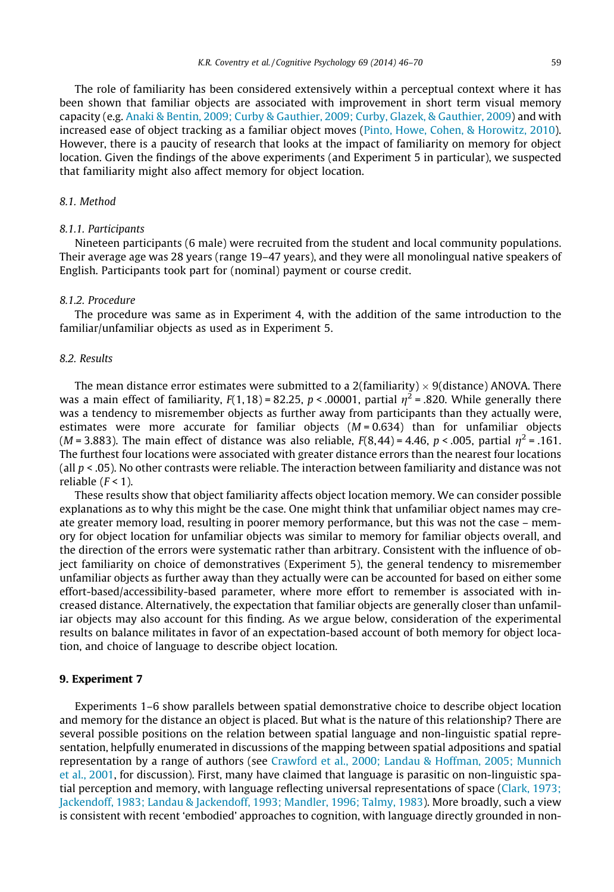The role of familiarity has been considered extensively within a perceptual context where it has been shown that familiar objects are associated with improvement in short term visual memory capacity (e.g. Anaki & Bentin, 2009; Curby & Gauthier, 2009; Curby, Glazek, & Gauthier, 2009) and with increased ease of object tracking as a familiar object moves (Pinto, Howe, Cohen, & Horowitz, 2010). However, there is a paucity of research that looks at the impact of familiarity on memory for object location. Given the findings of the above experiments (and Experiment 5 in particular), we suspected that familiarity might also affect memory for object location.

### 8.1. Method

#### 8.1.1. Participants

Nineteen participants (6 male) were recruited from the student and local community populations. Their average age was 28 years (range 19–47 years), and they were all monolingual native speakers of English. Participants took part for (nominal) payment or course credit.

#### 8.1.2. Procedure

The procedure was same as in Experiment 4, with the addition of the same introduction to the familiar/unfamiliar objects as used as in Experiment 5.

### 8.2. Results

The mean distance error estimates were submitted to a 2(familiarity) × 9(distance) ANOVA. There was a main effect of familiarity, $F(1,18) = 82.25$, $p < .00001$, partial $\eta^2 = .820$. While generally there was a tendency to misremember objects as further away from participants than they actually were, estimates were more accurate for familiar objects ($M = 0.634$) than for unfamiliar objects ($M = 3.883$). The main effect of distance was also reliable, $F(8,44) = 4.46$, $p < .005$, partial $\eta^2 = .161$. The furthest four locations were associated with greater distance errors than the nearest four locations (all $p < .05$). No other contrasts were reliable. The interaction between familiarity and distance was not reliable ($F < 1$).

These results show that object familiarity affects object location memory. We can consider possible explanations as to why this might be the case. One might think that unfamiliar object names may create greater memory load, resulting in poorer memory performance, but this was not the case – memory for object location for unfamiliar objects was similar to memory for familiar objects overall, and the direction of the errors were systematic rather than arbitrary. Consistent with the influence of object familiarity on choice of demonstratives (Experiment 5), the general tendency to misremember unfamiliar objects as further away than they actually were can be accounted for based on either some effort-based/accessibility-based parameter, where more effort to remember is associated with increased distance. Alternatively, the expectation that familiar objects are generally closer than unfamiliar objects may also account for this finding. As we argue below, consideration of the experimental results on balance militates in favor of an expectation-based account of both memory for object location, and choice of language to describe object location.

## 9. Experiment 7

Experiments 1–6 show parallels between spatial demonstrative choice to describe object location and memory for the distance an object is placed. But what is the nature of this relationship? There are several possible positions on the relation between spatial language and non-linguistic spatial representation, helpfully enumerated in discussions of the mapping between spatial adpositions and spatial representation by a range of authors (see Crawford et al., 2000; Landau & Hoffman, 2005; Munnich et al., 2001, for discussion). First, many have claimed that language is parasitic on non-linguistic spatial perception and memory, with language reflecting universal representations of space (Clark, 1973; Jackendoff, 1983; Landau & Jackendoff, 1993; Mandler, 1996; Talmy, 1983). More broadly, such a view is consistent with recent 'embodied' approaches to cognition, with language directly grounded in non-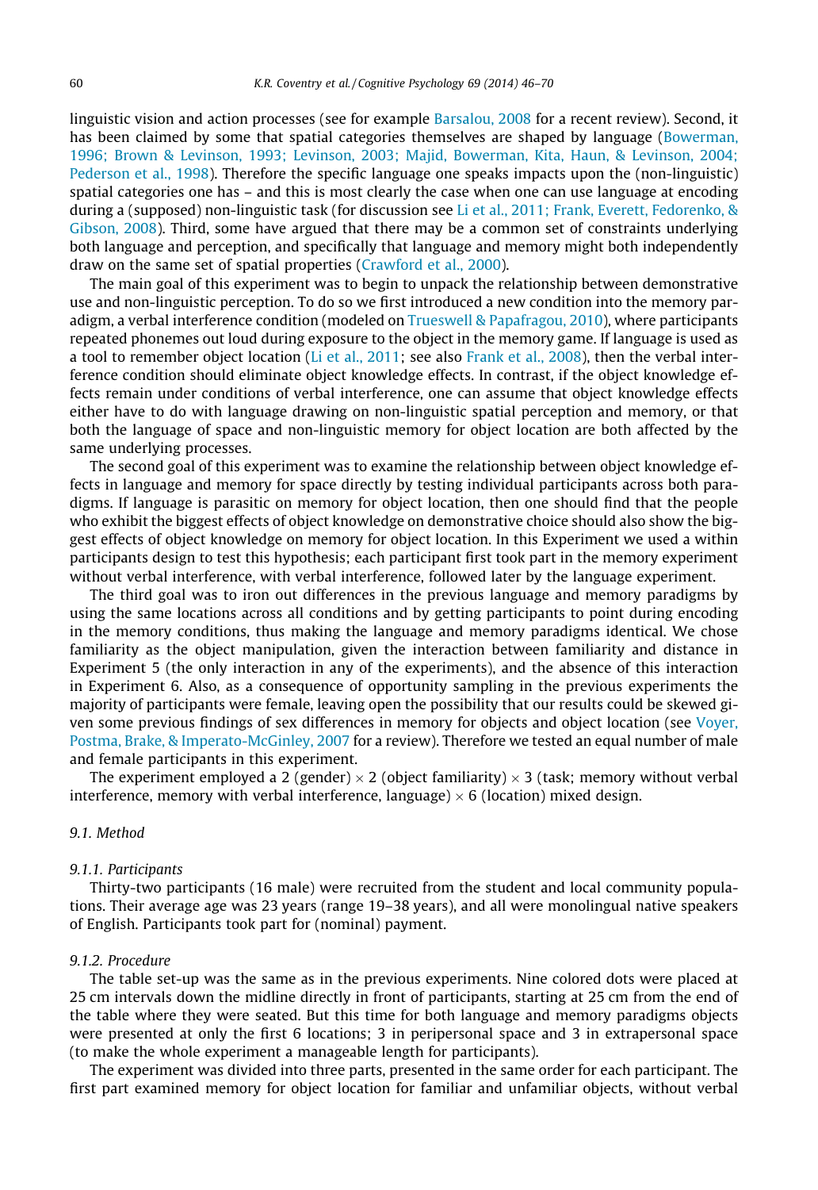linguistic vision and action processes (see for example Barsalou, 2008 for a recent review). Second, it has been claimed by some that spatial categories themselves are shaped by language (Bowerman, 1996; Brown & Levinson, 1993; Levinson, 2003; Majid, Bowerman, Kita, Haun, & Levinson, 2004; Pederson et al., 1998). Therefore the specific language one speaks impacts upon the (non-linguistic) spatial categories one has – and this is most clearly the case when one can use language at encoding during a (supposed) non-linguistic task (for discussion see Li et al., 2011; Frank, Everett, Fedorenko, & Gibson, 2008). Third, some have argued that there may be a common set of constraints underlying both language and perception, and specifically that language and memory might both independently draw on the same set of spatial properties (Crawford et al., 2000).

The main goal of this experiment was to begin to unpack the relationship between demonstrative use and non-linguistic perception. To do so we first introduced a new condition into the memory paradigm, a verbal interference condition (modeled on Trueswell & Papafragou, 2010), where participants repeated phonemes out loud during exposure to the object in the memory game. If language is used as a tool to remember object location (Li et al., 2011; see also Frank et al., 2008), then the verbal interference condition should eliminate object knowledge effects. In contrast, if the object knowledge effects remain under conditions of verbal interference, one can assume that object knowledge effects either have to do with language drawing on non-linguistic spatial perception and memory, or that both the language of space and non-linguistic memory for object location are both affected by the same underlying processes.

The second goal of this experiment was to examine the relationship between object knowledge effects in language and memory for space directly by testing individual participants across both paradigms. If language is parasitic on memory for object location, then one should find that the people who exhibit the biggest effects of object knowledge on demonstrative choice should also show the biggest effects of object knowledge on memory for object location. In this Experiment we used a within participants design to test this hypothesis; each participant first took part in the memory experiment without verbal interference, with verbal interference, followed later by the language experiment.

The third goal was to iron out differences in the previous language and memory paradigms by using the same locations across all conditions and by getting participants to point during encoding in the memory conditions, thus making the language and memory paradigms identical. We chose familiarity as the object manipulation, given the interaction between familiarity and distance in Experiment 5 (the only interaction in any of the experiments), and the absence of this interaction in Experiment 6. Also, as a consequence of opportunity sampling in the previous experiments the majority of participants were female, leaving open the possibility that our results could be skewed given some previous findings of sex differences in memory for objects and object location (see Voyer, Postma, Brake, & Imperato-McGinley, 2007 for a review). Therefore we tested an equal number of male and female participants in this experiment.

The experiment employed a 2 (gender) × 2 (object familiarity) × 3 (task; memory without verbal interference, memory with verbal interference, language) × 6 (location) mixed design.

### 9.1. Method

#### 9.1.1. Participants

Thirty-two participants (16 male) were recruited from the student and local community populations. Their average age was 23 years (range 19–38 years), and all were monolingual native speakers of English. Participants took part for (nominal) payment.

#### 9.1.2. Procedure

The table set-up was the same as in the previous experiments. Nine colored dots were placed at 25 cm intervals down the midline directly in front of participants, starting at 25 cm from the end of the table where they were seated. But this time for both language and memory paradigms objects were presented at only the first 6 locations; 3 in peripersonal space and 3 in extrapersonal space (to make the whole experiment a manageable length for participants).

The experiment was divided into three parts, presented in the same order for each participant. The first part examined memory for object location for familiar and unfamiliar objects, without verbal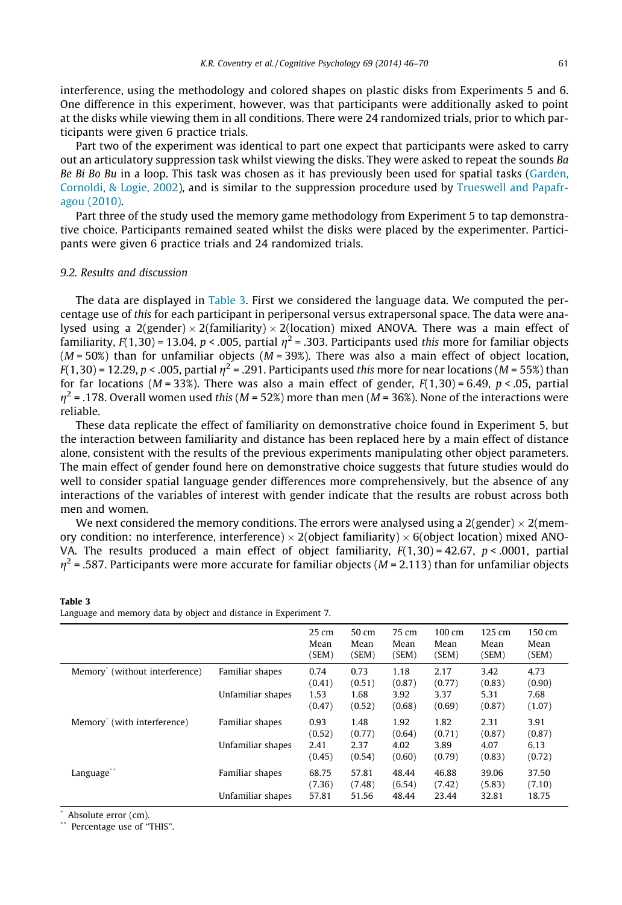interference, using the methodology and colored shapes on plastic disks from Experiments 5 and 6. One difference in this experiment, however, was that participants were additionally asked to point at the disks while viewing them in all conditions. There were 24 randomized trials, prior to which participants were given 6 practice trials.

Part two of the experiment was identical to part one expect that participants were asked to carry out an articulatory suppression task whilst viewing the disks. They were asked to repeat the sounds *Ba Be Bi Bo Bu* in a loop. This task was chosen as it has previously been used for spatial tasks (Garden, Cornoldi, & Logie, 2002), and is similar to the suppression procedure used by Trueswell and Papafragou (2010).

Part three of the study used the memory game methodology from Experiment 5 to tap demonstrative choice. Participants remained seated whilst the disks were placed by the experimenter. Participants were given 6 practice trials and 24 randomized trials.

### 9.2. Results and discussion

The data are displayed in Table 3. First we considered the language data. We computed the percentage use of *this* for each participant in peripersonal versus extrapersonal space. The data were analysed using a 2(gender) × 2(familiarity) × 2(location) mixed ANOVA. There was a main effect of familiarity, $F(1,30) = 13.04$, $p < .005$, partial $\eta^2 = .303$. Participants used *this* more for familiar objects ($M = 50\%$) than for unfamiliar objects ($M = 39\%$). There was also a main effect of object location, $F(1,30) = 12.29$, $p < .005$, partial $\eta^2 = .291$. Participants used *this* more for near locations ($M = 55\%$) than for far locations ($M = 33\%$). There was also a main effect of gender, $F(1,30) = 6.49$, $p < .05$, partial $\eta^2 = .178$. Overall women used *this* ($M = 52\%$) more than men ($M = 36\%$). None of the interactions were reliable.

These data replicate the effect of familiarity on demonstrative choice found in Experiment 5, but the interaction between familiarity and distance has been replaced here by a main effect of distance alone, consistent with the results of the previous experiments manipulating other object parameters. The main effect of gender found here on demonstrative choice suggests that future studies would do well to consider spatial language gender differences more comprehensively, but the absence of any interactions of the variables of interest with gender indicate that the results are robust across both men and women.

We next considered the memory conditions. The errors were analysed using a 2(gender) × 2(memory condition: no interference, interference) × 2(object familiarity) × 6(object location) mixed ANOVA. The results produced a main effect of object familiarity, $F(1,30) = 42.67$, $p < .0001$, partial $\eta^2 = .587$. Participants were more accurate for familiar objects ($M = 2.113$) than for unfamiliar objects

**Table 3**
Language and memory data by object and distance in Experiment 7.

| | | 25 cm Mean (SEM) | 50 cm Mean (SEM) | 75 cm Mean (SEM) | 100 cm Mean (SEM) | 125 cm Mean (SEM) | 150 cm Mean (SEM) |
|---|---|---|---|---|---|---|---|
| Memory* (without interference) | Familiar shapes | 0.74 (0.41) | 0.73 (0.51) | 1.18 (0.87) | 2.17 (0.77) | 3.42 (0.83) | 4.73 (0.90) |
| | Unfamiliar shapes | 1.53 (0.47) | 1.68 (0.52) | 3.92 (0.68) | 3.37 (0.69) | 5.31 (0.87) | 7.68 (1.07) |
| Memory* (with interference) | Familiar shapes | 0.93 (0.52) | 1.48 (0.77) | 1.92 (0.64) | 1.82 (0.71) | 2.31 (0.87) | 3.91 (0.87) |
| | Unfamiliar shapes | 2.41 (0.45) | 2.37 (0.54) | 4.02 (0.60) | 3.89 (0.79) | 4.07 (0.83) | 6.13 (0.72) |
| Language** | Familiar shapes | 68.75 (7.36) | 57.81 (7.48) | 48.44 (6.54) | 46.88 (7.42) | 39.06 (5.83) | 37.50 (7.10) |
| | Unfamiliar shapes | 57.81 | 51.56 | 48.44 | 23.44 | 32.81 | 18.75 |

\* Absolute error (cm).
\*\* Percentage use of "THIS".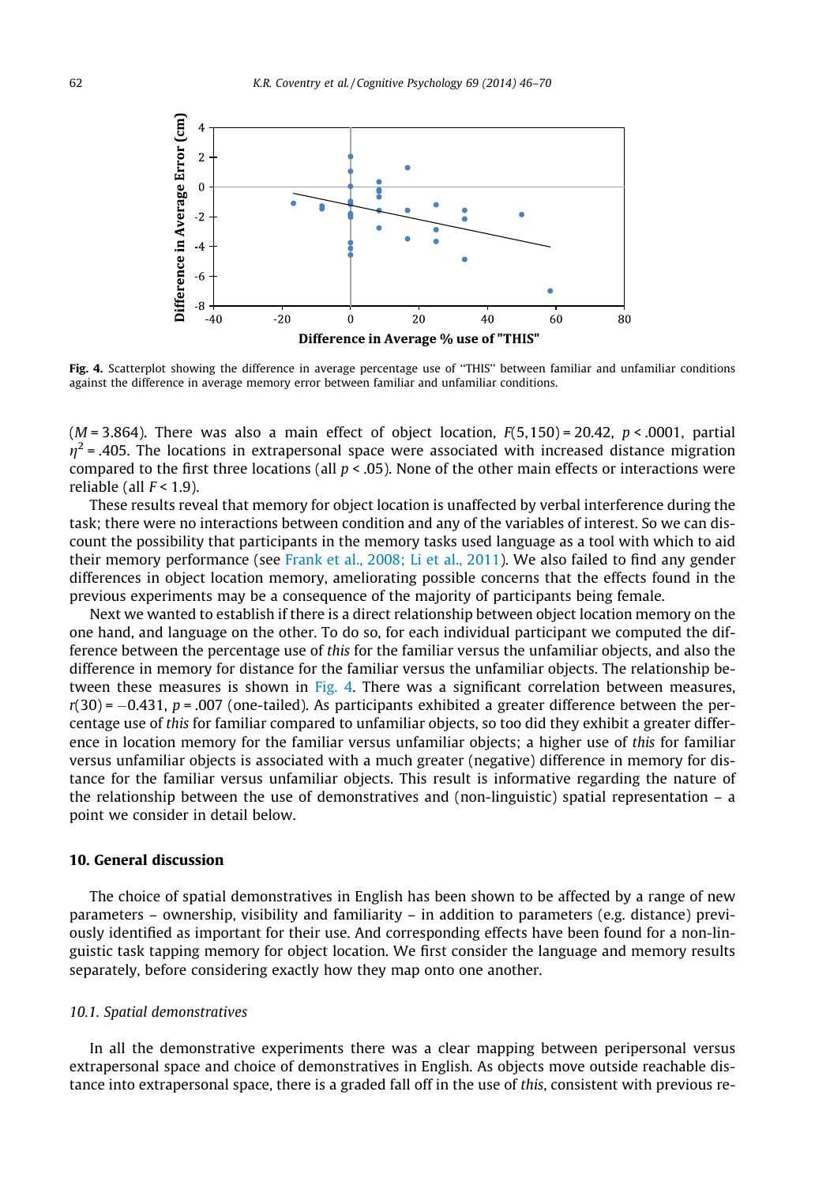**Fig. 4.** Scatterplot showing the difference in average percentage use of "THIS" between familiar and unfamiliar conditions against the difference in average memory error between familiar and unfamiliar conditions.

($M$ = 3.864). There was also a main effect of object location, $F(5,150) = 20.42$, $p < .0001$, partial $\eta^2 = .405$. The locations in extrapersonal space were associated with increased distance migration compared to the first three locations (all $p < .05$). None of the other main effects or interactions were reliable (all $F < 1.9$).

These results reveal that memory for object location is unaffected by verbal interference during the task; there were no interactions between condition and any of the variables of interest. So we can discount the possibility that participants in the memory tasks used language as a tool with which to aid their memory performance (see Frank et al., 2008; Li et al., 2011). We also failed to find any gender differences in object location memory, ameliorating possible concerns that the effects found in the previous experiments may be a consequence of the majority of participants being female.

Next we wanted to establish if there is a direct relationship between object location memory on the one hand, and language on the other. To do so, for each individual participant we computed the difference between the percentage use of *this* for the familiar versus the unfamiliar objects, and also the difference in memory for distance for the familiar versus the unfamiliar objects. The relationship between these measures is shown in Fig. 4. There was a significant correlation between measures, $r(30) = -0.431$, $p = .007$ (one-tailed). As participants exhibited a greater difference between the percentage use of *this* for familiar compared to unfamiliar objects, so too did they exhibit a greater difference in location memory for the familiar versus the unfamiliar objects; a higher use of *this* for familiar versus unfamiliar objects is associated with a much greater (negative) difference in memory for distance for the familiar versus unfamiliar objects. This result is informative regarding the nature of the relationship between the use of demonstratives and (non-linguistic) spatial representation – a point we consider in detail below.

## 10. General discussion

The choice of spatial demonstratives in English has been shown to be affected by a range of new parameters – ownership, visibility and familiarity – in addition to parameters (e.g. distance) previously identified as important for their use. And corresponding effects have been found for a non-linguistic task tapping memory for object location. We first consider the language and memory results separately, before considering exactly how they map onto one another.

### 10.1. Spatial demonstratives

In all the demonstrative experiments there was a clear mapping between peripersonal versus extrapersonal space and choice of demonstratives in English. As objects move outside reachable distance into extrapersonal space, there is a graded fall off in the use of *this*, consistent with previous re-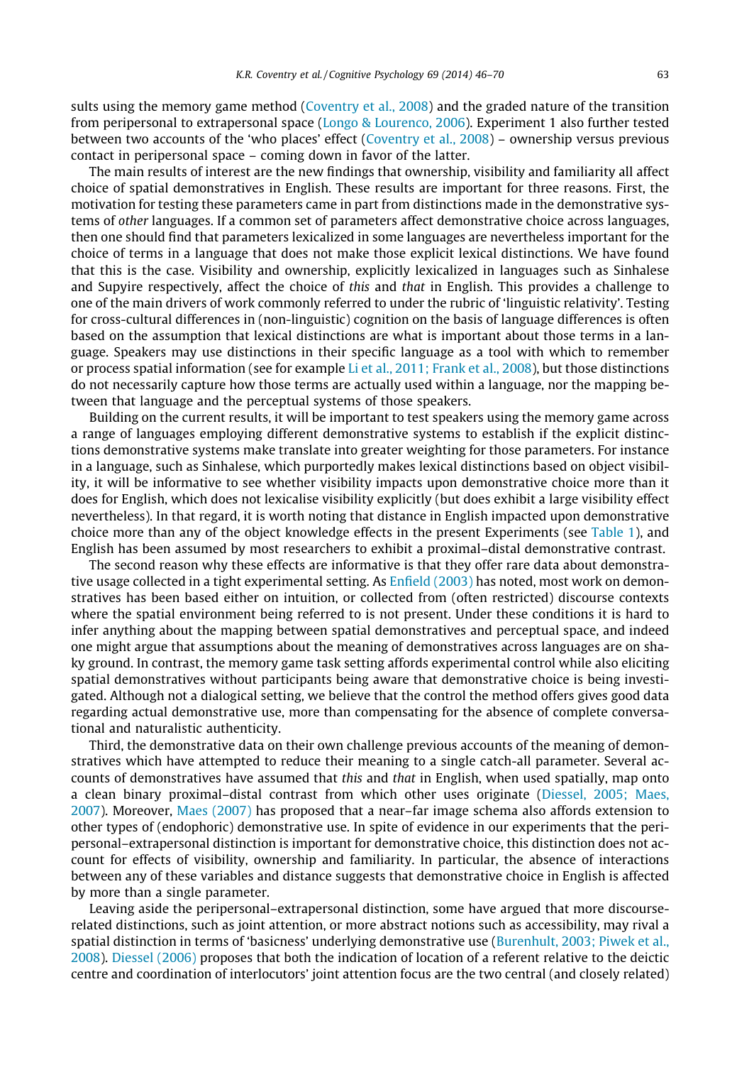sults using the memory game method (Coventry et al., 2008) and the graded nature of the transition from peripersonal to extrapersonal space (Longo & Lourenco, 2006). Experiment 1 also further tested between two accounts of the 'who places' effect (Coventry et al., 2008) – ownership versus previous contact in peripersonal space – coming down in favor of the latter.

The main results of interest are the new findings that ownership, visibility and familiarity all affect choice of spatial demonstratives in English. These results are important for three reasons. First, the motivation for testing these parameters came in part from distinctions made in the demonstrative systems of *other* languages. If a common set of parameters affect demonstrative choice across languages, then one should find that parameters lexicalized in some languages are nevertheless important for the choice of terms in a language that does not make those explicit lexical distinctions. We have found that this is the case. Visibility and ownership, explicitly lexicalized in languages such as Sinhalese and Supyire respectively, affect the choice of *this* and *that* in English. This provides a challenge to one of the main drivers of work commonly referred to under the rubric of 'linguistic relativity'. Testing for cross-cultural differences in (non-linguistic) cognition on the basis of language differences is often based on the assumption that lexical distinctions are what is important about those terms in a language. Speakers may use distinctions in their specific language as a tool with which to remember or process spatial information (see for example Li et al., 2011; Frank et al., 2008), but those distinctions do not necessarily capture how those terms are actually used within a language, nor the mapping between that language and the perceptual systems of those speakers.

Building on the current results, it will be important to test speakers using the memory game across a range of languages employing different demonstrative systems to establish if the explicit distinctions demonstrative systems make translate into greater weighting for those parameters. For instance in a language, such as Sinhalese, which purportedly makes lexical distinctions based on object visibility, it will be informative to see whether visibility impacts upon demonstrative choice more than it does for English, which does not lexicalise visibility explicitly (but does exhibit a large visibility effect nevertheless). In that regard, it is worth noting that distance in English impacted upon demonstrative choice more than any of the object knowledge effects in the present Experiments (see Table 1), and English has been assumed by most researchers to exhibit a proximal–distal demonstrative contrast.

The second reason why these effects are informative is that they offer rare data about demonstrative usage collected in a tight experimental setting. As Enfield (2003) has noted, most work on demonstratives has been based either on intuition, or collected from (often restricted) discourse contexts where the spatial environment being referred to is not present. Under these conditions it is hard to infer anything about the mapping between spatial demonstratives and perceptual space, and indeed one might argue that assumptions about the meaning of demonstratives across languages are on shaky ground. In contrast, the memory game task setting affords experimental control while also eliciting spatial demonstratives without participants being aware that demonstrative choice is being investigated. Although not a dialogical setting, we believe that the control the method offers gives good data regarding actual demonstrative use, more than compensating for the absence of complete conversational and naturalistic authenticity.

Third, the demonstrative data on their own challenge previous accounts of the meaning of demonstratives which have attempted to reduce their meaning to a single catch-all parameter. Several accounts of demonstratives have assumed that *this* and *that* in English, when used spatially, map onto a clean binary proximal–distal contrast from which other uses originate (Diessel, 2005; Maes, 2007). Moreover, Maes (2007) has proposed that a near–far image schema also affords extension to other types of (endophoric) demonstrative use. In spite of evidence in our experiments that the peripersonal–extrapersonal distinction is important for demonstrative choice, this distinction does not account for effects of visibility, ownership and familiarity. In particular, the absence of interactions between any of these variables and distance suggests that demonstrative choice in English is affected by more than a single parameter.

Leaving aside the peripersonal–extrapersonal distinction, some have argued that more discourse-related distinctions, such as joint attention, or more abstract notions such as accessibility, may rival a spatial distinction in terms of 'basicness' underlying demonstrative use (Burenhult, 2003; Piwek et al., 2008). Diessel (2006) proposes that both the indication of location of a referent relative to the deictic centre and coordination of interlocutors' joint attention focus are the two central (and closely related)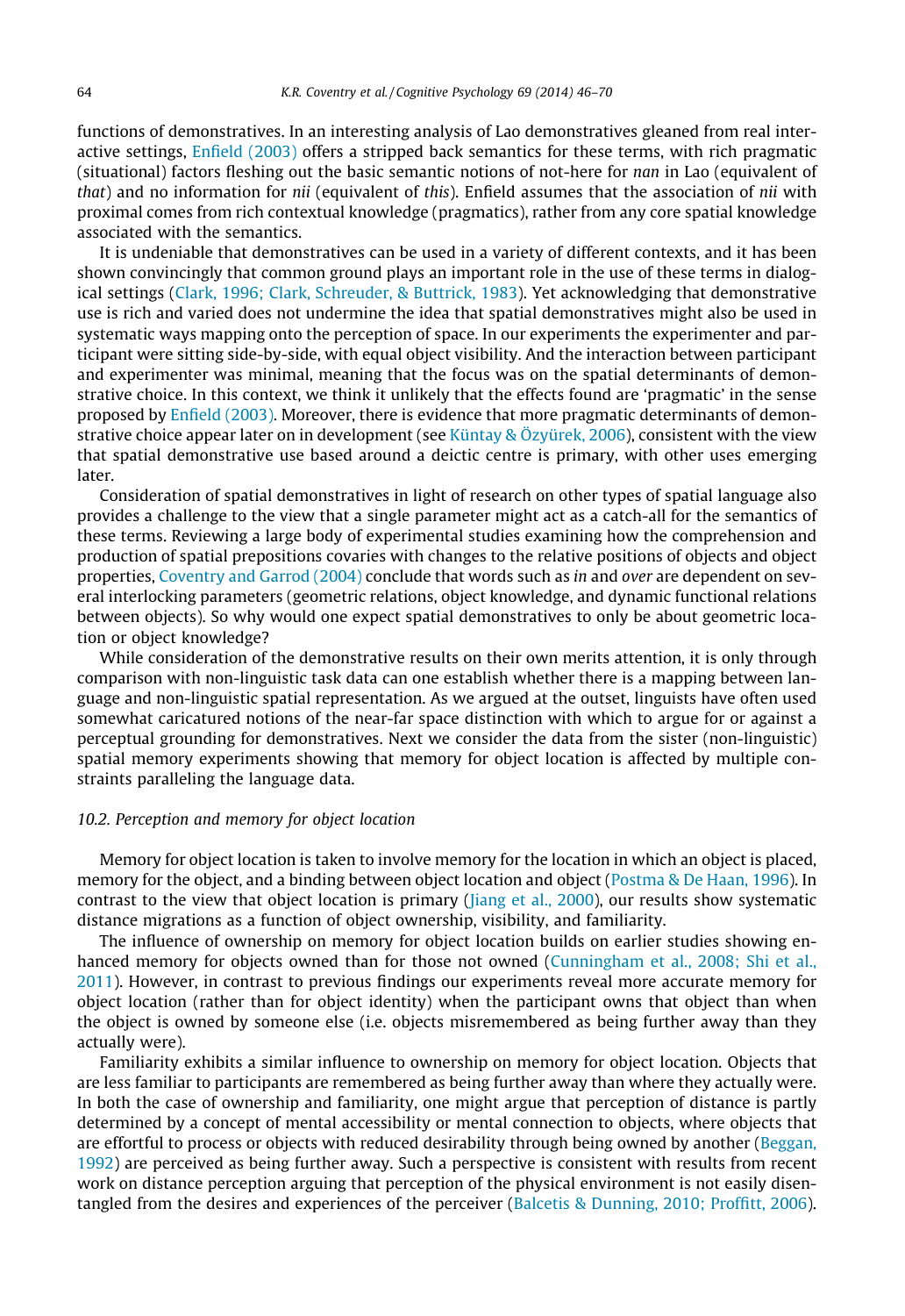functions of demonstratives. In an interesting analysis of Lao demonstratives gleaned from real interactive settings, Enfield (2003) offers a stripped back semantics for these terms, with rich pragmatic (situational) factors fleshing out the basic semantic notions of not-here for *nan* in Lao (equivalent of *that*) and no information for *nii* (equivalent of *this*). Enfield assumes that the association of *nii* with proximal comes from rich contextual knowledge (pragmatics), rather from any core spatial knowledge associated with the semantics.

It is undeniable that demonstratives can be used in a variety of different contexts, and it has been shown convincingly that common ground plays an important role in the use of these terms in dialogical settings (Clark, 1996; Clark, Schreuder, & Buttrick, 1983). Yet acknowledging that demonstrative use is rich and varied does not undermine the idea that spatial demonstratives might also be used in systematic ways mapping onto the perception of space. In our experiments the experimenter and participant were sitting side-by-side, with equal object visibility. And the interaction between participant and experimenter was minimal, meaning that the focus was on the spatial determinants of demonstrative choice. In this context, we think it unlikely that the effects found are 'pragmatic' in the sense proposed by Enfield (2003). Moreover, there is evidence that more pragmatic determinants of demonstrative choice appear later on in development (see Küntay & Özyürek, 2006), consistent with the view that spatial demonstrative use based around a deictic centre is primary, with other uses emerging later.

Consideration of spatial demonstratives in light of research on other types of spatial language also provides a challenge to the view that a single parameter might act as a catch-all for the semantics of these terms. Reviewing a large body of experimental studies examining how the comprehension and production of spatial prepositions covaries with changes to the relative positions of objects and object properties, Coventry and Garrod (2004) conclude that words such as *in* and *over* are dependent on several interlocking parameters (geometric relations, object knowledge, and dynamic functional relations between objects). So why would one expect spatial demonstratives to only be about geometric location or object knowledge?

While consideration of the demonstrative results on their own merits attention, it is only through comparison with non-linguistic task data can one establish whether there is a mapping between language and non-linguistic spatial representation. As we argued at the outset, linguists have often used somewhat caricatured notions of the near-far space distinction with which to argue for or against a perceptual grounding for demonstratives. Next we consider the data from the sister (non-linguistic) spatial memory experiments showing that memory for object location is affected by multiple constraints paralleling the language data.

### *10.2. Perception and memory for object location*

Memory for object location is taken to involve memory for the location in which an object is placed, memory for the object, and a binding between object location and object (Postma & De Haan, 1996). In contrast to the view that object location is primary (Jiang et al., 2000), our results show systematic distance migrations as a function of object ownership, visibility, and familiarity.

The influence of ownership on memory for object location builds on earlier studies showing enhanced memory for objects owned than for those not owned (Cunningham et al., 2008; Shi et al., 2011). However, in contrast to previous findings our experiments reveal more accurate memory for object location (rather than for object identity) when the participant owns that object than when the object is owned by someone else (i.e. objects misremembered as being further away than they actually were).

Familiarity exhibits a similar influence to ownership on memory for object location. Objects that are less familiar to participants are remembered as being further away than where they actually were. In both the case of ownership and familiarity, one might argue that perception of distance is partly determined by a concept of mental accessibility or mental connection to objects, where objects that are effortful to process or objects with reduced desirability through being owned by another (Beggan, 1992) are perceived as being further away. Such a perspective is consistent with results from recent work on distance perception arguing that perception of the physical environment is not easily disentangled from the desires and experiences of the perceiver (Balcetis & Dunning, 2010; Proffitt, 2006).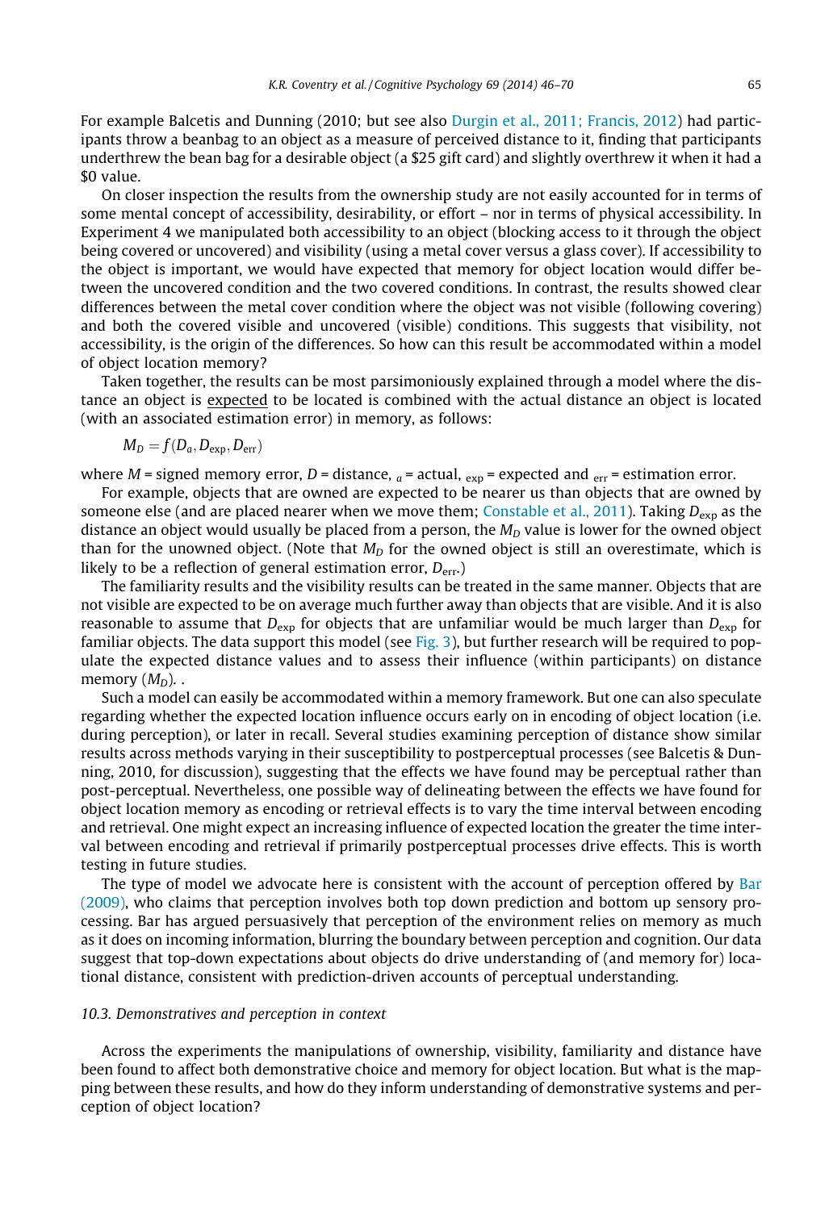For example Balcetis and Dunning (2010; but see also Durgin et al., 2011; Francis, 2012) had participants throw a beanbag to an object as a measure of perceived distance to it, finding that participants underthrew the bean bag for a desirable object (a $25 gift card) and slightly overthrew it when it had a $0 value.

On closer inspection the results from the ownership study are not easily accounted for in terms of some mental concept of accessibility, desirability, or effort – nor in terms of physical accessibility. In Experiment 4 we manipulated both accessibility to an object (blocking access to it through the object being covered or uncovered) and visibility (using a metal cover versus a glass cover). If accessibility to the object is important, we would have expected that memory for object location would differ between the uncovered condition and the two covered conditions. In contrast, the results showed clear differences between the metal cover condition where the object was not visible (following covering) and both the covered visible and uncovered (visible) conditions. This suggests that visibility, not accessibility, is the origin of the differences. So how can this result be accommodated within a model of object location memory?

Taken together, the results can be most parsimoniously explained through a model where the distance an object is <u>expected</u> to be located is combined with the actual distance an object is located (with an associated estimation error) in memory, as follows:

$$M_D = f(D_a, D_{\text{exp}}, D_{\text{err}})$$

where $M$ = signed memory error, $D$ = distance, $_a$ = actual, $_{\text{exp}}$ = expected and $_{\text{err}}$ = estimation error.

For example, objects that are owned are expected to be nearer us than objects that are owned by someone else (and are placed nearer when we move them; Constable et al., 2011). Taking $D_{\text{exp}}$ as the distance an object would usually be placed from a person, the $M_D$ value is lower for the owned object than for the unowned object. (Note that $M_D$ for the owned object is still an overestimate, which is likely to be a reflection of general estimation error, $D_{\text{err}}$.)

The familiarity results and the visibility results can be treated in the same manner. Objects that are not visible are expected to be on average much further away than objects that are visible. And it is also reasonable to assume that $D_{\text{exp}}$ for objects that are unfamiliar would be much larger than $D_{\text{exp}}$ for familiar objects. The data support this model (see Fig. 3), but further research will be required to populate the expected distance values and to assess their influence (within participants) on distance memory ($M_D$). .

Such a model can easily be accommodated within a memory framework. But one can also speculate regarding whether the expected location influence occurs early on in encoding of object location (i.e. during perception), or later in recall. Several studies examining perception of distance show similar results across methods varying in their susceptibility to postperceptual processes (see Balcetis & Dunning, 2010, for discussion), suggesting that the effects we have found may be perceptual rather than post-perceptual. Nevertheless, one possible way of delineating between the effects we have found for object location memory as encoding or retrieval effects is to vary the time interval between encoding and retrieval. One might expect an increasing influence of expected location the greater the time interval between encoding and retrieval if primarily postperceptual processes drive effects. This is worth testing in future studies.

The type of model we advocate here is consistent with the account of perception offered by Bar (2009), who claims that perception involves both top down prediction and bottom up sensory processing. Bar has argued persuasively that perception of the environment relies on memory as much as it does on incoming information, blurring the boundary between perception and cognition. Our data suggest that top-down expectations about objects do drive understanding of (and memory for) locational distance, consistent with prediction-driven accounts of perceptual understanding.

### 10.3. Demonstratives and perception in context

Across the experiments the manipulations of ownership, visibility, familiarity and distance have been found to affect both demonstrative choice and memory for object location. But what is the mapping between these results, and how do they inform understanding of demonstrative systems and perception of object location?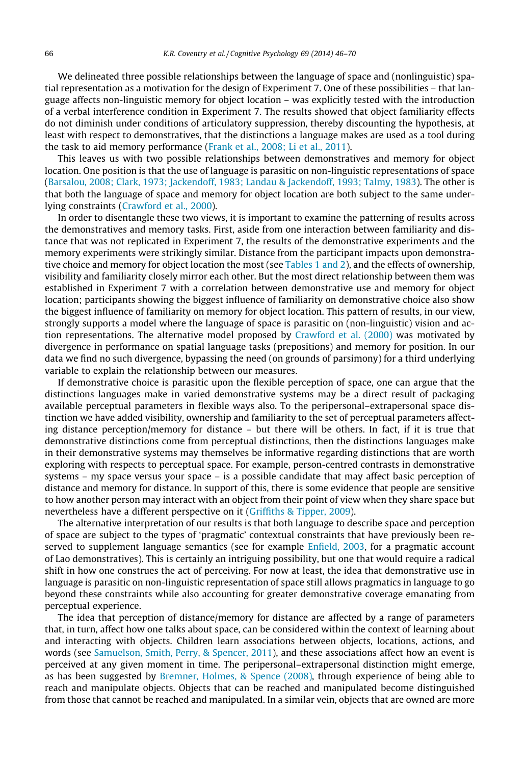We delineated three possible relationships between the language of space and (nonlinguistic) spatial representation as a motivation for the design of Experiment 7. One of these possibilities – that language affects non-linguistic memory for object location – was explicitly tested with the introduction of a verbal interference condition in Experiment 7. The results showed that object familiarity effects do not diminish under conditions of articulatory suppression, thereby discounting the hypothesis, at least with respect to demonstratives, that the distinctions a language makes are used as a tool during the task to aid memory performance (Frank et al., 2008; Li et al., 2011).

This leaves us with two possible relationships between demonstratives and memory for object location. One position is that the use of language is parasitic on non-linguistic representations of space (Barsalou, 2008; Clark, 1973; Jackendoff, 1983; Landau & Jackendoff, 1993; Talmy, 1983). The other is that both the language of space and memory for object location are both subject to the same underlying constraints (Crawford et al., 2000).

In order to disentangle these two views, it is important to examine the patterning of results across the demonstratives and memory tasks. First, aside from one interaction between familiarity and distance that was not replicated in Experiment 7, the results of the demonstrative experiments and the memory experiments were strikingly similar. Distance from the participant impacts upon demonstrative choice and memory for object location the most (see Tables 1 and 2), and the effects of ownership, visibility and familiarity closely mirror each other. But the most direct relationship between them was established in Experiment 7 with a correlation between demonstrative use and memory for object location; participants showing the biggest influence of familiarity on demonstrative choice also show the biggest influence of familiarity on memory for object location. This pattern of results, in our view, strongly supports a model where the language of space is parasitic on (non-linguistic) vision and action representations. The alternative model proposed by Crawford et al. (2000) was motivated by divergence in performance on spatial language tasks (prepositions) and memory for position. In our data we find no such divergence, bypassing the need (on grounds of parsimony) for a third underlying variable to explain the relationship between our measures.

If demonstrative choice is parasitic upon the flexible perception of space, one can argue that the distinctions languages make in varied demonstrative systems may be a direct result of packaging available perceptual parameters in flexible ways also. To the peripersonal–extrapersonal space distinction we have added visibility, ownership and familiarity to the set of perceptual parameters affecting distance perception/memory for distance – but there will be others. In fact, if it is true that demonstrative distinctions come from perceptual distinctions, then the distinctions languages make in their demonstrative systems may themselves be informative regarding distinctions that are worth exploring with respects to perceptual space. For example, person-centred contrasts in demonstrative systems – my space versus your space – is a possible candidate that may affect basic perception of distance and memory for distance. In support of this, there is some evidence that people are sensitive to how another person may interact with an object from their point of view when they share space but nevertheless have a different perspective on it (Griffiths & Tipper, 2009).

The alternative interpretation of our results is that both language to describe space and perception of space are subject to the types of 'pragmatic' contextual constraints that have previously been reserved to supplement language semantics (see for example Enfield, 2003, for a pragmatic account of Lao demonstratives). This is certainly an intriguing possibility, but one that would require a radical shift in how one construes the act of perceiving. For now at least, the idea that demonstrative use in language is parasitic on non-linguistic representation of space still allows pragmatics in language to go beyond these constraints while also accounting for greater demonstrative coverage emanating from perceptual experience.

The idea that perception of distance/memory for distance are affected by a range of parameters that, in turn, affect how one talks about space, can be considered within the context of learning about and interacting with objects. Children learn associations between objects, locations, actions, and words (see Samuelson, Smith, Perry, & Spencer, 2011), and these associations affect how an event is perceived at any given moment in time. The peripersonal–extrapersonal distinction might emerge, as has been suggested by Bremner, Holmes, & Spence (2008), through experience of being able to reach and manipulate objects. Objects that can be reached and manipulated become distinguished from those that cannot be reached and manipulated. In a similar vein, objects that are owned are more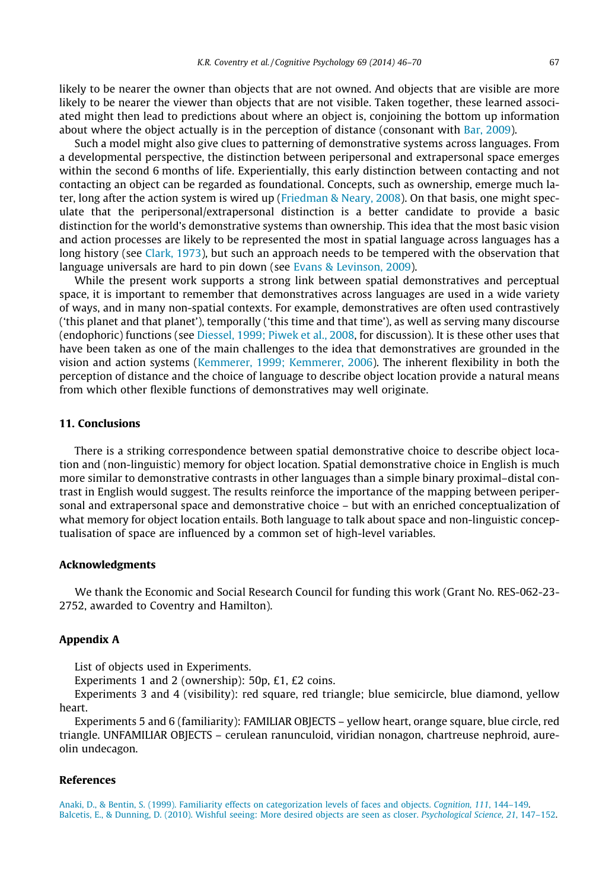likely to be nearer the owner than objects that are not owned. And objects that are visible are more likely to be nearer the viewer than objects that are not visible. Taken together, these learned associated might then lead to predictions about where an object is, conjoining the bottom up information about where the object actually is in the perception of distance (consonant with Bar, 2009).

Such a model might also give clues to patterning of demonstrative systems across languages. From a developmental perspective, the distinction between peripersonal and extrapersonal space emerges within the second 6 months of life. Experientially, this early distinction between contacting and not contacting an object can be regarded as foundational. Concepts, such as ownership, emerge much later, long after the action system is wired up (Friedman & Neary, 2008). On that basis, one might speculate that the peripersonal/extrapersonal distinction is a better candidate to provide a basic distinction for the world's demonstrative systems than ownership. This idea that the most basic vision and action processes are likely to be represented the most in spatial language across languages has a long history (see Clark, 1973), but such an approach needs to be tempered with the observation that language universals are hard to pin down (see Evans & Levinson, 2009).

While the present work supports a strong link between spatial demonstratives and perceptual space, it is important to remember that demonstratives across languages are used in a wide variety of ways, and in many non-spatial contexts. For example, demonstratives are often used contrastively ('this planet and that planet'), temporally ('this time and that time'), as well as serving many discourse (endophoric) functions (see Diessel, 1999; Piwek et al., 2008, for discussion). It is these other uses that have been taken as one of the main challenges to the idea that demonstratives are grounded in the vision and action systems (Kemmerer, 1999; Kemmerer, 2006). The inherent flexibility in both the perception of distance and the choice of language to describe object location provide a natural means from which other flexible functions of demonstratives may well originate.

## 11. Conclusions

There is a striking correspondence between spatial demonstrative choice to describe object location and (non-linguistic) memory for object location. Spatial demonstrative choice in English is much more similar to demonstrative contrasts in other languages than a simple binary proximal–distal contrast in English would suggest. The results reinforce the importance of the mapping between peripersonal and extrapersonal space and demonstrative choice – but with an enriched conceptualization of what memory for object location entails. Both language to talk about space and non-linguistic conceptualisation of space are influenced by a common set of high-level variables.

## Acknowledgments

We thank the Economic and Social Research Council for funding this work (Grant No. RES-062-23-2752, awarded to Coventry and Hamilton).

## Appendix A

List of objects used in Experiments.

Experiments 1 and 2 (ownership): 50p, £1, £2 coins.

Experiments 3 and 4 (visibility): red square, red triangle; blue semicircle, blue diamond, yellow heart.

Experiments 5 and 6 (familiarity): FAMILIAR OBJECTS – yellow heart, orange square, blue circle, red triangle. UNFAMILIAR OBJECTS – cerulean ranunculoid, viridian nonagon, chartreuse nephroid, aureolin undecagon.

## References

Anaki, D., & Bentin, S. (1999). Familiarity effects on categorization levels of faces and objects. *Cognition, 111*, 144–149.

Balcetis, E., & Dunning, D. (2010). Wishful seeing: More desired objects are seen as closer. *Psychological Science, 21*, 147–152.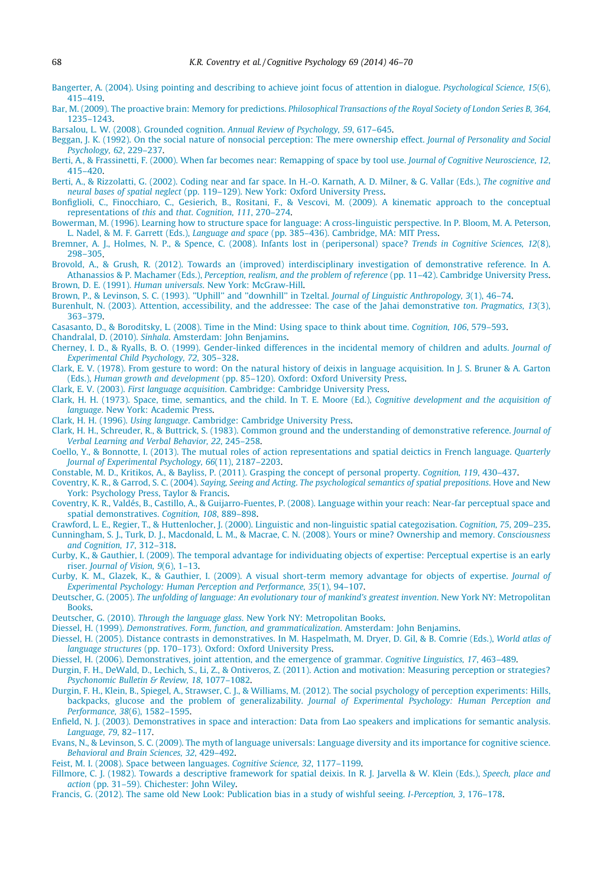Bangerter, A. (2004). Using pointing and describing to achieve joint focus of attention in dialogue. *Psychological Science, 15*(6), 415–419.

Bar, M. (2009). The proactive brain: Memory for predictions. *Philosophical Transactions of the Royal Society of London Series B, 364*, 1235–1243.

Barsalou, L. W. (2008). Grounded cognition. *Annual Review of Psychology, 59*, 617–645.

Beggan, J. K. (1992). On the social nature of nonsocial perception: The mere ownership effect. *Journal of Personality and Social Psychology, 62*, 229–237.

Berti, A., & Frassinetti, F. (2000). When far becomes near: Remapping of space by tool use. *Journal of Cognitive Neuroscience, 12*, 415–420.

Berti, A., & Rizzolatti, G. (2002). Coding near and far space. In H.-O. Karnath, A. D. Milner, & G. Vallar (Eds.), *The cognitive and neural bases of spatial neglect* (pp. 119–129). New York: Oxford University Press.

Bonfiglioli, C., Finocchiaro, C., Gesierich, B., Rositani, F., & Vescovi, M. (2009). A kinematic approach to the conceptual representations of *this* and *that*. *Cognition, 111*, 270–274.

Bowerman, M. (1996). Learning how to structure space for language: A cross-linguistic perspective. In P. Bloom, M. A. Peterson, L. Nadel, & M. F. Garrett (Eds.), *Language and space* (pp. 385–436). Cambridge, MA: MIT Press.

Bremner, A. J., Holmes, N. P., & Spence, C. (2008). Infants lost in (peripersonal) space? *Trends in Cognitive Sciences, 12*(8), 298–305.

Brovold, A., & Grush, R. (2012). Towards an (improved) interdisciplinary investigation of demonstrative reference. In A. Athanassios & P. Machamer (Eds.), *Perception, realism, and the problem of reference* (pp. 11–42). Cambridge University Press.

Brown, D. E. (1991). *Human universals*. New York: McGraw-Hill.

Brown, P., & Levinson, S. C. (1993). "Uphill" and "downhill" in Tzeltal. *Journal of Linguistic Anthropology, 3*(1), 46–74.

Burenhult, N. (2003). Attention, accessibility, and the addressee: The case of the Jahai demonstrative *ton*. *Pragmatics, 13*(3), 363–379.

Casasanto, D., & Boroditsky, L. (2008). Time in the Mind: Using space to think about time. *Cognition, 106*, 579–593.

Chandralal, D. (2010). *Sinhala*. Amsterdam: John Benjamins.

Cherney, I. D., & Ryalls, B. O. (1999). Gender-linked differences in the incidental memory of children and adults. *Journal of Experimental Child Psychology, 72*, 305–328.

Clark, E. V. (1978). From gesture to word: On the natural history of deixis in language acquisition. In J. S. Bruner & A. Garton (Eds.), *Human growth and development* (pp. 85–120). Oxford: Oxford University Press.

Clark, E. V. (2003). *First language acquisition*. Cambridge: Cambridge University Press.

Clark, H. H. (1973). Space, time, semantics, and the child. In T. E. Moore (Ed.), *Cognitive development and the acquisition of language*. New York: Academic Press.

Clark, H. H. (1996). *Using language*. Cambridge: Cambridge University Press.

Clark, H. H., Schreuder, R., & Buttrick, S. (1983). Common ground and the understanding of demonstrative reference. *Journal of Verbal Learning and Verbal Behavior, 22*, 245–258.

Coello, Y., & Bonnotte, I. (2013). The mutual roles of action representations and spatial deictics in French language. *Quarterly Journal of Experimental Psychology, 66*(11), 2187–2203.

Constable, M. D., Kritikos, A., & Bayliss, P. (2011). Grasping the concept of personal property. *Cognition, 119*, 430–437.

Coventry, K. R., & Garrod, S. C. (2004). *Saying, Seeing and Acting. The psychological semantics of spatial prepositions*. Hove and New York: Psychology Press, Taylor & Francis.

Coventry, K. R., Valdés, B., Castillo, A., & Guijarro-Fuentes, P. (2008). Language within your reach: Near-far perceptual space and spatial demonstratives. *Cognition, 108*, 889–898.

Crawford, L. E., Regier, T., & Huttenlocher, J. (2000). Linguistic and non-linguistic spatial categozisation. *Cognition, 75*, 209–235.

Cunningham, S. J., Turk, D. J., Macdonald, L. M., & Macrae, C. N. (2008). Yours or mine? Ownership and memory. *Consciousness and Cognition, 17*, 312–318.

Curby, K., & Gauthier, I. (2009). The temporal advantage for individuating objects of expertise: Perceptual expertise is an early riser. *Journal of Vision, 9*(6), 1–13.

Curby, K. M., Glazek, K., & Gauthier, I. (2009). A visual short-term memory advantage for objects of expertise. *Journal of Experimental Psychology: Human Perception and Performance, 35*(1), 94–107.

Deutscher, G. (2005). *The unfolding of language: An evolutionary tour of mankind's greatest invention*. New York NY: Metropolitan Books.

Deutscher, G. (2010). *Through the language glass*. New York NY: Metropolitan Books.

Diessel, H. (1999). *Demonstratives. Form, function, and grammaticalization*. Amsterdam: John Benjamins.

Diessel, H. (2005). Distance contrasts in demonstratives. In M. Haspelmath, M. Dryer, D. Gil, & B. Comrie (Eds.), *World atlas of language structures* (pp. 170–173). Oxford: Oxford University Press.

Diessel, H. (2006). Demonstratives, joint attention, and the emergence of grammar. *Cognitive Linguistics, 17*, 463–489.

Durgin, F. H., DeWald, D., Lechich, S., Li, Z., & Ontiveros, Z. (2011). Action and motivation: Measuring perception or strategies? *Psychonomic Bulletin & Review, 18*, 1077–1082.

Durgin, F. H., Klein, B., Spiegel, A., Strawser, C. J., & Williams, M. (2012). The social psychology of perception experiments: Hills, backpacks, glucose and the problem of generalizability. *Journal of Experimental Psychology: Human Perception and Performance, 38*(6), 1582–1595.

Enfield, N. J. (2003). Demonstratives in space and interaction: Data from Lao speakers and implications for semantic analysis. *Language, 79*, 82–117.

Evans, N., & Levinson, S. C. (2009). The myth of language universals: Language diversity and its importance for cognitive science. *Behavioral and Brain Sciences, 32*, 429–492.

Feist, M. I. (2008). Space between languages. *Cognitive Science, 32*, 1177–1199.

Fillmore, C. J. (1982). Towards a descriptive framework for spatial deixis. In R. J. Jarvella & W. Klein (Eds.), *Speech, place and action* (pp. 31–59). Chichester: John Wiley.

Francis, G. (2012). The same old New Look: Publication bias in a study of wishful seeing. *I-Perception, 3*, 176–178.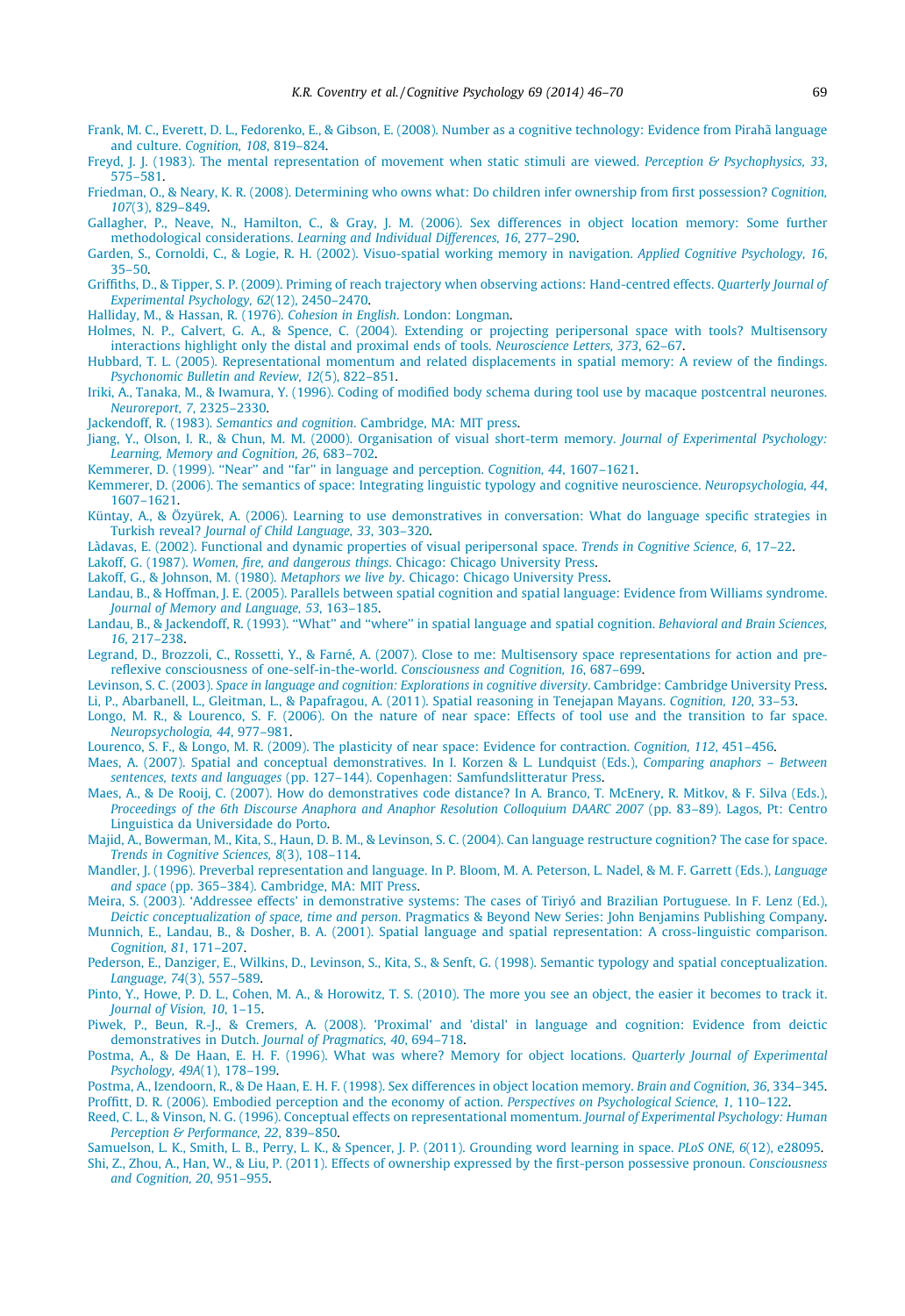Frank, M. C., Everett, D. L., Fedorenko, E., & Gibson, E. (2008). Number as a cognitive technology: Evidence from Pirahã language and culture. *Cognition, 108*, 819–824.

Freyd, J. J. (1983). The mental representation of movement when static stimuli are viewed. *Perception & Psychophysics, 33*, 575–581.

Friedman, O., & Neary, K. R. (2008). Determining who owns what: Do children infer ownership from first possession? *Cognition, 107*(3), 829–849.

Gallagher, P., Neave, N., Hamilton, C., & Gray, J. M. (2006). Sex differences in object location memory: Some further methodological considerations. *Learning and Individual Differences, 16*, 277–290.

Garden, S., Cornoldi, C., & Logie, R. H. (2002). Visuo-spatial working memory in navigation. *Applied Cognitive Psychology, 16*, 35–50.

Griffiths, D., & Tipper, S. P. (2009). Priming of reach trajectory when observing actions: Hand-centred effects. *Quarterly Journal of Experimental Psychology, 62*(12), 2450–2470.

Halliday, M., & Hassan, R. (1976). *Cohesion in English*. London: Longman.

Holmes, N. P., Calvert, G. A., & Spence, C. (2004). Extending or projecting peripersonal space with tools? Multisensory interactions highlight only the distal and proximal ends of tools. *Neuroscience Letters, 373*, 62–67.

Hubbard, T. L. (2005). Representational momentum and related displacements in spatial memory: A review of the findings. *Psychonomic Bulletin and Review, 12*(5), 822–851.

Iriki, A., Tanaka, M., & Iwamura, Y. (1996). Coding of modified body schema during tool use by macaque postcentral neurones. *Neuroreport, 7*, 2325–2330.

Jackendoff, R. (1983). *Semantics and cognition*. Cambridge, MA: MIT press.

Jiang, Y., Olson, I. R., & Chun, M. M. (2000). Organisation of visual short-term memory. *Journal of Experimental Psychology: Learning, Memory and Cognition, 26*, 683–702.

Kemmerer, D. (1999). "Near" and "far" in language and perception. *Cognition, 44*, 1607–1621.

Kemmerer, D. (2006). The semantics of space: Integrating linguistic typology and cognitive neuroscience. *Neuropsychologia, 44*, 1607–1621.

Küntay, A., & Özyürek, A. (2006). Learning to use demonstratives in conversation: What do language specific strategies in Turkish reveal? *Journal of Child Language, 33*, 303–320.

Làdavas, E. (2002). Functional and dynamic properties of visual peripersonal space. *Trends in Cognitive Science, 6*, 17–22.

Lakoff, G. (1987). *Women, fire, and dangerous things*. Chicago: Chicago University Press.

Lakoff, G., & Johnson, M. (1980). *Metaphors we live by*. Chicago: Chicago University Press.

Landau, B., & Hoffman, J. E. (2005). Parallels between spatial cognition and spatial language: Evidence from Williams syndrome. *Journal of Memory and Language, 53*, 163–185.

Landau, B., & Jackendoff, R. (1993). "What" and "where" in spatial language and spatial cognition. *Behavioral and Brain Sciences, 16*, 217–238.

Legrand, D., Brozzoli, C., Rossetti, Y., & Farné, A. (2007). Close to me: Multisensory space representations for action and pre-reflexive consciousness of one-self-in-the-world. *Consciousness and Cognition, 16*, 687–699.

Levinson, S. C. (2003). *Space in language and cognition: Explorations in cognitive diversity*. Cambridge: Cambridge University Press.

Li, P., Abarbanell, L., Gleitman, L., & Papafragou, A. (2011). Spatial reasoning in Tenejapan Mayans. *Cognition, 120*, 33–53.

Longo, M. R., & Lourenco, S. F. (2006). On the nature of near space: Effects of tool use and the transition to far space. *Neuropsychologia, 44*, 977–981.

Lourenco, S. F., & Longo, M. R. (2009). The plasticity of near space: Evidence for contraction. *Cognition, 112*, 451–456.

Maes, A. (2007). Spatial and conceptual demonstratives. In I. Korzen & L. Lundquist (Eds.), *Comparing anaphors – Between sentences, texts and languages* (pp. 127–144). Copenhagen: Samfundslitteratur Press.

Maes, A., & De Rooij, C. (2007). How do demonstratives code distance? In A. Branco, T. McEnery, R. Mitkov, & F. Silva (Eds.), *Proceedings of the 6th Discourse Anaphora and Anaphor Resolution Colloquium DAARC 2007* (pp. 83–89). Lagos, Pt: Centro Linguistica da Universidade do Porto.

Majid, A., Bowerman, M., Kita, S., Haun, D. B. M., & Levinson, S. C. (2004). Can language restructure cognition? The case for space. *Trends in Cognitive Sciences, 8*(3), 108–114.

Mandler, J. (1996). Preverbal representation and language. In P. Bloom, M. A. Peterson, L. Nadel, & M. F. Garrett (Eds.), *Language and space* (pp. 365–384). Cambridge, MA: MIT Press.

Meira, S. (2003). 'Addressee effects' in demonstrative systems: The cases of Tiriyó and Brazilian Portuguese. In F. Lenz (Ed.), *Deictic conceptualization of space, time and person*. Pragmatics & Beyond New Series: John Benjamins Publishing Company.

Munnich, E., Landau, B., & Dosher, B. A. (2001). Spatial language and spatial representation: A cross-linguistic comparison. *Cognition, 81*, 171–207.

Pederson, E., Danziger, E., Wilkins, D., Levinson, S., Kita, S., & Senft, G. (1998). Semantic typology and spatial conceptualization. *Language, 74*(3), 557–589.

Pinto, Y., Howe, P. D. L., Cohen, M. A., & Horowitz, T. S. (2010). The more you see an object, the easier it becomes to track it. *Journal of Vision, 10*, 1–15.

Piwek, P., Beun, R.-J., & Cremers, A. (2008). 'Proximal' and 'distal' in language and cognition: Evidence from deictic demonstratives in Dutch. *Journal of Pragmatics, 40*, 694–718.

Postma, A., & De Haan, E. H. F. (1996). What was where? Memory for object locations. *Quarterly Journal of Experimental Psychology, 49A*(1), 178–199.

Postma, A., Izendoorn, R., & De Haan, E. H. F. (1998). Sex differences in object location memory. *Brain and Cognition, 36*, 334–345.

Proffitt, D. R. (2006). Embodied perception and the economy of action. *Perspectives on Psychological Science, 1*, 110–122.

Reed, C. L., & Vinson, N. G. (1996). Conceptual effects on representational momentum. *Journal of Experimental Psychology: Human Perception & Performance, 22*, 839–850.

Samuelson, L. K., Smith, L. B., Perry, L. K., & Spencer, J. P. (2011). Grounding word learning in space. *PLoS ONE, 6*(12), e28095.

Shi, Z., Zhou, A., Han, W., & Liu, P. (2011). Effects of ownership expressed by the first-person possessive pronoun. *Consciousness and Cognition, 20*, 951–955.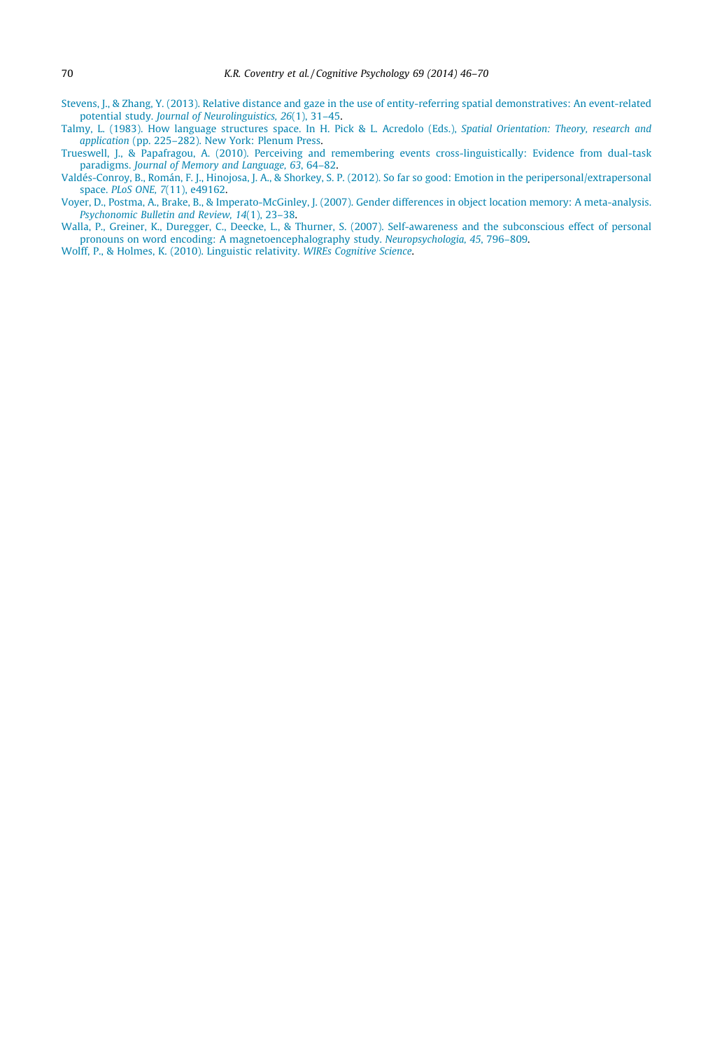Stevens, J., & Zhang, Y. (2013). Relative distance and gaze in the use of entity-referring spatial demonstratives: An event-related potential study. *Journal of Neurolinguistics, 26*(1), 31–45.

Talmy, L. (1983). How language structures space. In H. Pick & L. Acredolo (Eds.), *Spatial Orientation: Theory, research and application* (pp. 225–282). New York: Plenum Press.

Trueswell, J., & Papafragou, A. (2010). Perceiving and remembering events cross-linguistically: Evidence from dual-task paradigms. *Journal of Memory and Language, 63*, 64–82.

Valdés-Conroy, B., Román, F. J., Hinojosa, J. A., & Shorkey, S. P. (2012). So far so good: Emotion in the peripersonal/extrapersonal space. *PLoS ONE, 7*(11), e49162.

Voyer, D., Postma, A., Brake, B., & Imperato-McGinley, J. (2007). Gender differences in object location memory: A meta-analysis. *Psychonomic Bulletin and Review, 14*(1), 23–38.

Walla, P., Greiner, K., Duregger, C., Deecke, L., & Thurner, S. (2007). Self-awareness and the subconscious effect of personal pronouns on word encoding: A magnetoencephalography study. *Neuropsychologia, 45*, 796–809.

Wolff, P., & Holmes, K. (2010). Linguistic relativity. *WIREs Cognitive Science*.